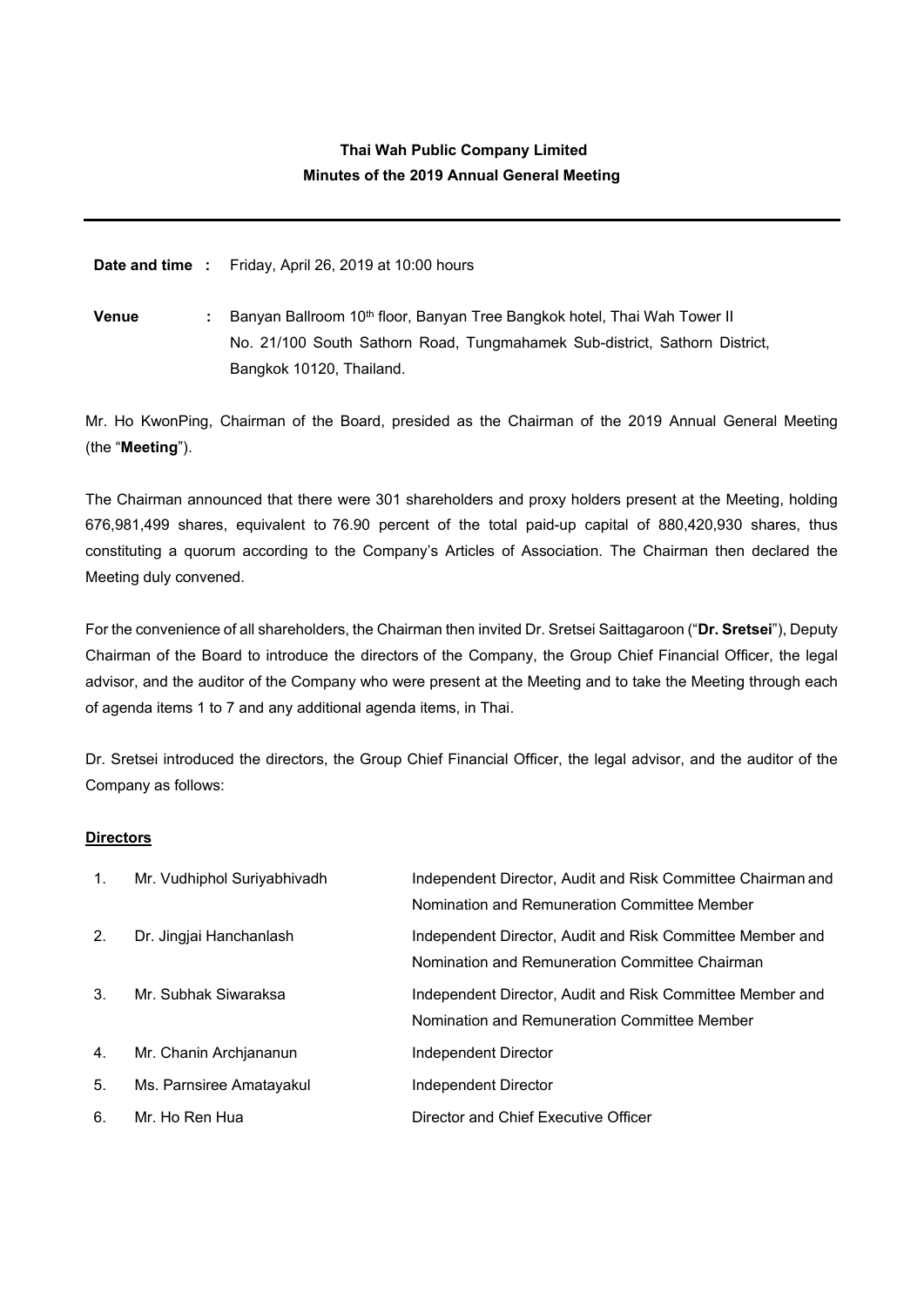**Thai Wah Public Company Limited**

**Minutes of the 2019 Annual General Meeting**

---

**Date and time :** Friday, April 26, 2019 at 10:00 hours

**Venue :** Banyan Ballroom 10th floor, Banyan Tree Bangkok hotel, Thai Wah Tower II No. 21/100 South Sathorn Road, Tungmahamek Sub-district, Sathorn District, Bangkok 10120, Thailand.

Mr. Ho KwonPing, Chairman of the Board, presided as the Chairman of the 2019 Annual General Meeting (the "**Meeting**").

The Chairman announced that there were 301 shareholders and proxy holders present at the Meeting, holding 676,981,499 shares, equivalent to 76.90 percent of the total paid-up capital of 880,420,930 shares, thus constituting a quorum according to the Company's Articles of Association. The Chairman then declared the Meeting duly convened.

For the convenience of all shareholders, the Chairman then invited Dr. Sretsei Saittagaroon ("**Dr. Sretsei**"), Deputy Chairman of the Board to introduce the directors of the Company, the Group Chief Financial Officer, the legal advisor, and the auditor of the Company who were present at the Meeting and to take the Meeting through each of agenda items 1 to 7 and any additional agenda items, in Thai.

Dr. Sretsei introduced the directors, the Group Chief Financial Officer, the legal advisor, and the auditor of the Company as follows:

**Directors**

| | | |
|---|---|---|
| 1. | Mr. Vudhiphol Suriyabhivadh | Independent Director, Audit and Risk Committee Chairman and Nomination and Remuneration Committee Member |
| 2. | Dr. Jingjai Hanchanlash | Independent Director, Audit and Risk Committee Member and Nomination and Remuneration Committee Chairman |
| 3. | Mr. Subhak Siwaraksa | Independent Director, Audit and Risk Committee Member and Nomination and Remuneration Committee Member |
| 4. | Mr. Chanin Archjananun | Independent Director |
| 5. | Ms. Parnsiree Amatayakul | Independent Director |
| 6. | Mr. Ho Ren Hua | Director and Chief Executive Officer |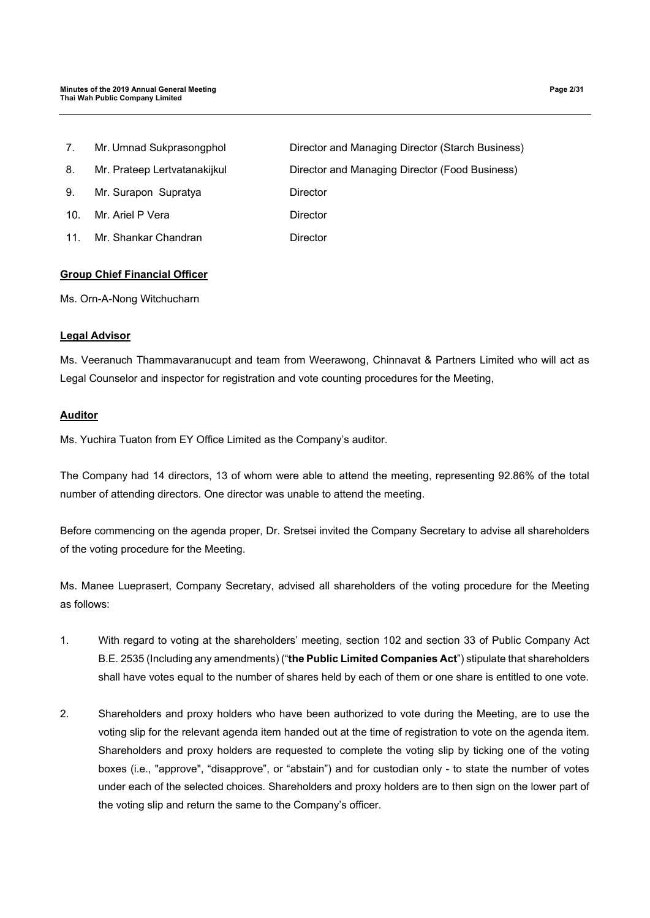| | | |
|---|---|---|
| 7. | Mr. Umnad Sukprasongphol | Director and Managing Director (Starch Business) |
| 8. | Mr. Prateep Lertvatanakijkul | Director and Managing Director (Food Business) |
| 9. | Mr. Surapon Supratya | Director |
| 10. | Mr. Ariel P Vera | Director |
| 11. | Mr. Shankar Chandran | Director |

**Group Chief Financial Officer**

Ms. Orn-A-Nong Witchucharn

**Legal Advisor**

Ms. Veeranuch Thammavaranucupt and team from Weerawong, Chinnavat & Partners Limited who will act as Legal Counselor and inspector for registration and vote counting procedures for the Meeting,

**Auditor**

Ms. Yuchira Tuaton from EY Office Limited as the Company's auditor.

The Company had 14 directors, 13 of whom were able to attend the meeting, representing 92.86% of the total number of attending directors. One director was unable to attend the meeting.

Before commencing on the agenda proper, Dr. Sretsei invited the Company Secretary to advise all shareholders of the voting procedure for the Meeting.

Ms. Manee Lueprasert, Company Secretary, advised all shareholders of the voting procedure for the Meeting as follows:

1. With regard to voting at the shareholders' meeting, section 102 and section 33 of Public Company Act B.E. 2535 (Including any amendments) ("**the Public Limited Companies Act**") stipulate that shareholders shall have votes equal to the number of shares held by each of them or one share is entitled to one vote.

2. Shareholders and proxy holders who have been authorized to vote during the Meeting, are to use the voting slip for the relevant agenda item handed out at the time of registration to vote on the agenda item. Shareholders and proxy holders are requested to complete the voting slip by ticking one of the voting boxes (i.e., "approve", "disapprove", or "abstain") and for custodian only - to state the number of votes under each of the selected choices. Shareholders and proxy holders are to then sign on the lower part of the voting slip and return the same to the Company's officer.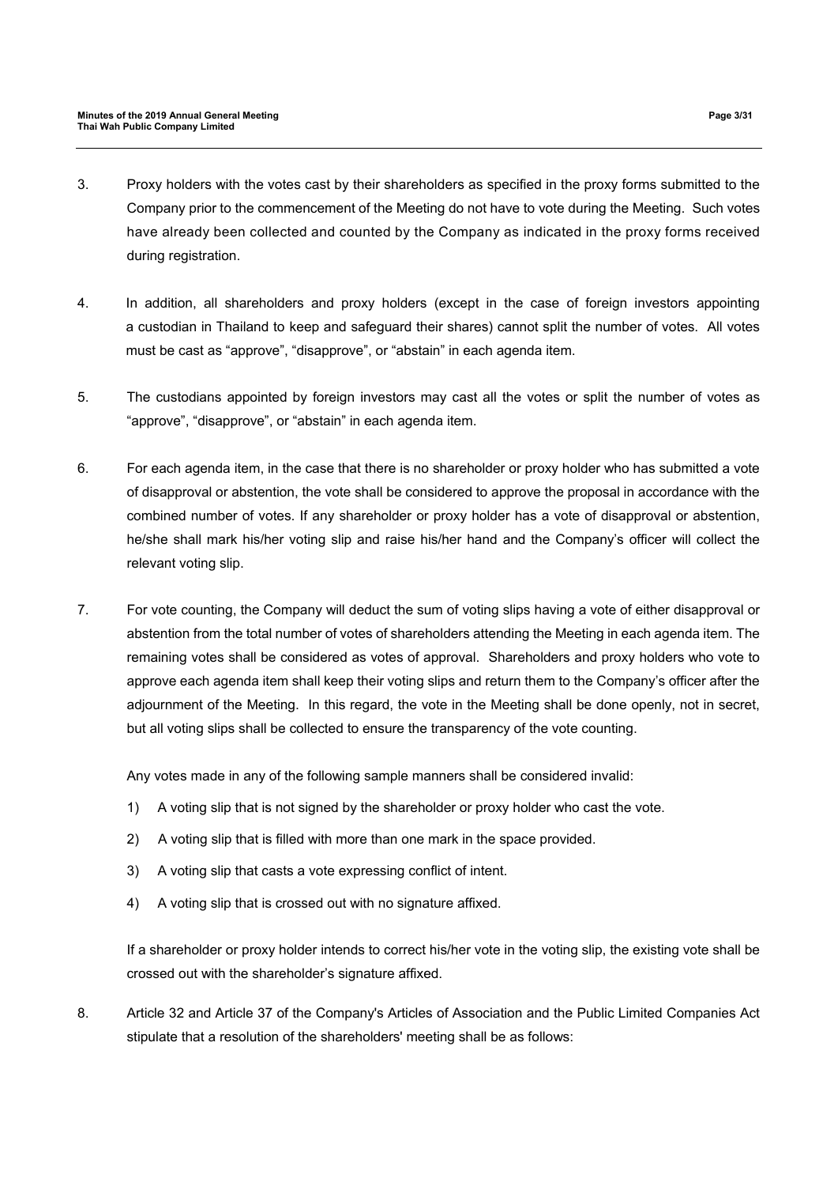3. Proxy holders with the votes cast by their shareholders as specified in the proxy forms submitted to the Company prior to the commencement of the Meeting do not have to vote during the Meeting. Such votes have already been collected and counted by the Company as indicated in the proxy forms received during registration.

4. In addition, all shareholders and proxy holders (except in the case of foreign investors appointing a custodian in Thailand to keep and safeguard their shares) cannot split the number of votes. All votes must be cast as "approve", "disapprove", or "abstain" in each agenda item.

5. The custodians appointed by foreign investors may cast all the votes or split the number of votes as "approve", "disapprove", or "abstain" in each agenda item.

6. For each agenda item, in the case that there is no shareholder or proxy holder who has submitted a vote of disapproval or abstention, the vote shall be considered to approve the proposal in accordance with the combined number of votes. If any shareholder or proxy holder has a vote of disapproval or abstention, he/she shall mark his/her voting slip and raise his/her hand and the Company's officer will collect the relevant voting slip.

7. For vote counting, the Company will deduct the sum of voting slips having a vote of either disapproval or abstention from the total number of votes of shareholders attending the Meeting in each agenda item. The remaining votes shall be considered as votes of approval. Shareholders and proxy holders who vote to approve each agenda item shall keep their voting slips and return them to the Company's officer after the adjournment of the Meeting. In this regard, the vote in the Meeting shall be done openly, not in secret, but all voting slips shall be collected to ensure the transparency of the vote counting.

   Any votes made in any of the following sample manners shall be considered invalid:

   1) A voting slip that is not signed by the shareholder or proxy holder who cast the vote.
   2) A voting slip that is filled with more than one mark in the space provided.
   3) A voting slip that casts a vote expressing conflict of intent.
   4) A voting slip that is crossed out with no signature affixed.

   If a shareholder or proxy holder intends to correct his/her vote in the voting slip, the existing vote shall be crossed out with the shareholder's signature affixed.

8. Article 32 and Article 37 of the Company's Articles of Association and the Public Limited Companies Act stipulate that a resolution of the shareholders' meeting shall be as follows: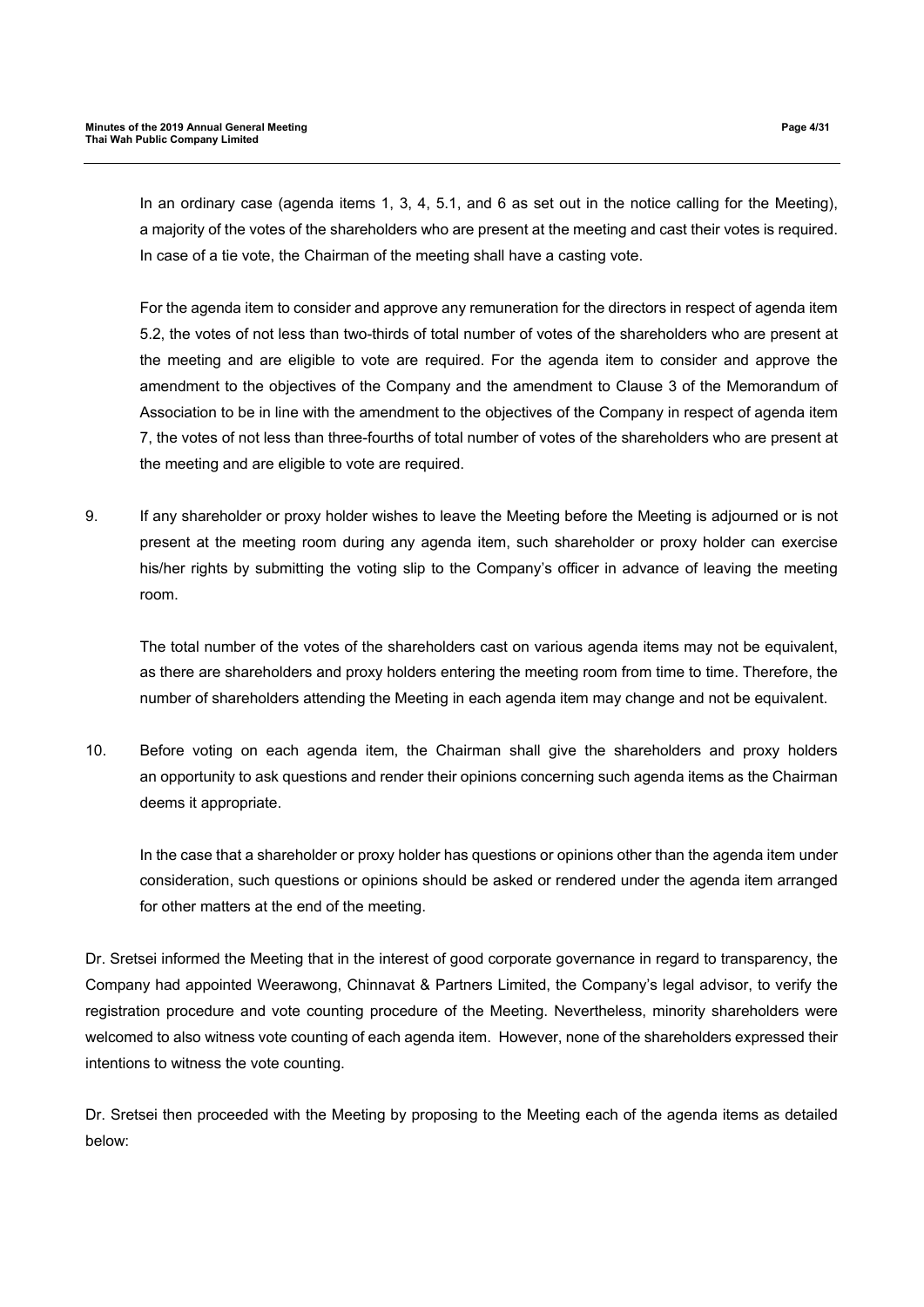In an ordinary case (agenda items 1, 3, 4, 5.1, and 6 as set out in the notice calling for the Meeting), a majority of the votes of the shareholders who are present at the meeting and cast their votes is required. In case of a tie vote, the Chairman of the meeting shall have a casting vote.

For the agenda item to consider and approve any remuneration for the directors in respect of agenda item 5.2, the votes of not less than two-thirds of total number of votes of the shareholders who are present at the meeting and are eligible to vote are required. For the agenda item to consider and approve the amendment to the objectives of the Company and the amendment to Clause 3 of the Memorandum of Association to be in line with the amendment to the objectives of the Company in respect of agenda item 7, the votes of not less than three-fourths of total number of votes of the shareholders who are present at the meeting and are eligible to vote are required.

9. If any shareholder or proxy holder wishes to leave the Meeting before the Meeting is adjourned or is not present at the meeting room during any agenda item, such shareholder or proxy holder can exercise his/her rights by submitting the voting slip to the Company's officer in advance of leaving the meeting room.

   The total number of the votes of the shareholders cast on various agenda items may not be equivalent, as there are shareholders and proxy holders entering the meeting room from time to time. Therefore, the number of shareholders attending the Meeting in each agenda item may change and not be equivalent.

10. Before voting on each agenda item, the Chairman shall give the shareholders and proxy holders an opportunity to ask questions and render their opinions concerning such agenda items as the Chairman deems it appropriate.

    In the case that a shareholder or proxy holder has questions or opinions other than the agenda item under consideration, such questions or opinions should be asked or rendered under the agenda item arranged for other matters at the end of the meeting.

Dr. Sretsei informed the Meeting that in the interest of good corporate governance in regard to transparency, the Company had appointed Weerawong, Chinnavat & Partners Limited, the Company's legal advisor, to verify the registration procedure and vote counting procedure of the Meeting. Nevertheless, minority shareholders were welcomed to also witness vote counting of each agenda item. However, none of the shareholders expressed their intentions to witness the vote counting.

Dr. Sretsei then proceeded with the Meeting by proposing to the Meeting each of the agenda items as detailed below: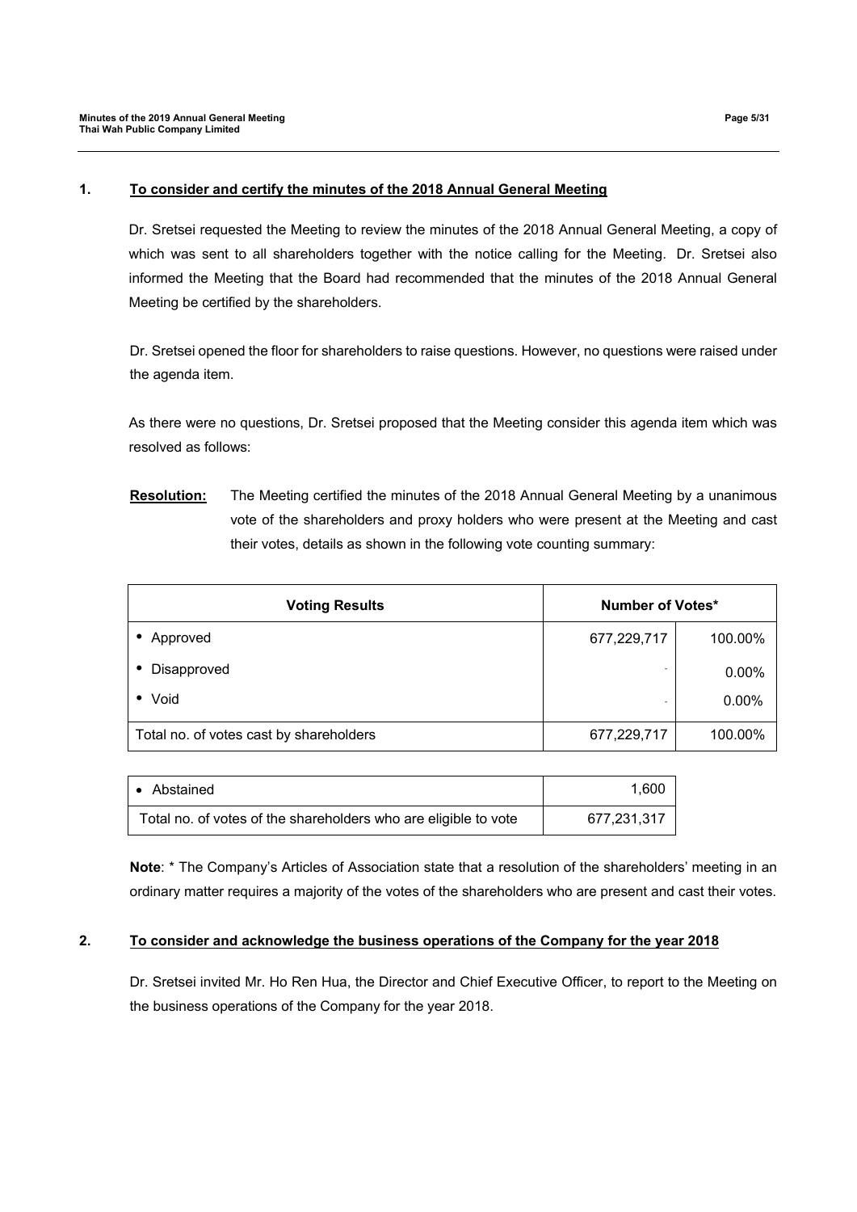## 1. To consider and certify the minutes of the 2018 Annual General Meeting

Dr. Sretsei requested the Meeting to review the minutes of the 2018 Annual General Meeting, a copy of which was sent to all shareholders together with the notice calling for the Meeting. Dr. Sretsei also informed the Meeting that the Board had recommended that the minutes of the 2018 Annual General Meeting be certified by the shareholders.

Dr. Sretsei opened the floor for shareholders to raise questions. However, no questions were raised under the agenda item.

As there were no questions, Dr. Sretsei proposed that the Meeting consider this agenda item which was resolved as follows:

**Resolution:** The Meeting certified the minutes of the 2018 Annual General Meeting by a unanimous vote of the shareholders and proxy holders who were present at the Meeting and cast their votes, details as shown in the following vote counting summary:

| Voting Results | Number of Votes* | |
|---|---|---|
| • Approved | 677,229,717 | 100.00% |
| • Disapproved | - | 0.00% |
| • Void | - | 0.00% |
| Total no. of votes cast by shareholders | 677,229,717 | 100.00% |

| | |
|---|---|
| • Abstained | 1,600 |
| Total no. of votes of the shareholders who are eligible to vote | 677,231,317 |

**Note**: * The Company's Articles of Association state that a resolution of the shareholders' meeting in an ordinary matter requires a majority of the votes of the shareholders who are present and cast their votes.

## 2. To consider and acknowledge the business operations of the Company for the year 2018

Dr. Sretsei invited Mr. Ho Ren Hua, the Director and Chief Executive Officer, to report to the Meeting on the business operations of the Company for the year 2018.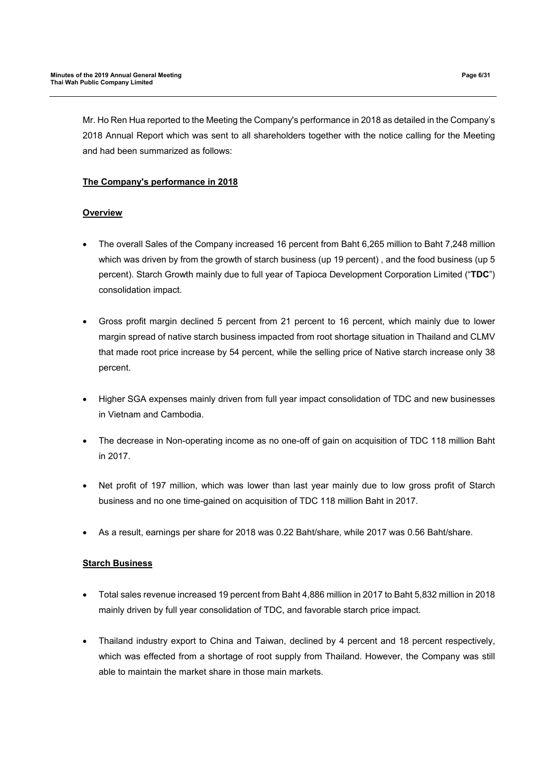Mr. Ho Ren Hua reported to the Meeting the Company's performance in 2018 as detailed in the Company's 2018 Annual Report which was sent to all shareholders together with the notice calling for the Meeting and had been summarized as follows:

**The Company's performance in 2018**

**Overview**

- The overall Sales of the Company increased 16 percent from Baht 6,265 million to Baht 7,248 million which was driven by from the growth of starch business (up 19 percent) , and the food business (up 5 percent). Starch Growth mainly due to full year of Tapioca Development Corporation Limited ("**TDC**") consolidation impact.
- Gross profit margin declined 5 percent from 21 percent to 16 percent, which mainly due to lower margin spread of native starch business impacted from root shortage situation in Thailand and CLMV that made root price increase by 54 percent, while the selling price of Native starch increase only 38 percent.
- Higher SGA expenses mainly driven from full year impact consolidation of TDC and new businesses in Vietnam and Cambodia.
- The decrease in Non-operating income as no one-off of gain on acquisition of TDC 118 million Baht in 2017.
- Net profit of 197 million, which was lower than last year mainly due to low gross profit of Starch business and no one time-gained on acquisition of TDC 118 million Baht in 2017.
- As a result, earnings per share for 2018 was 0.22 Baht/share, while 2017 was 0.56 Baht/share.

**Starch Business**

- Total sales revenue increased 19 percent from Baht 4,886 million in 2017 to Baht 5,832 million in 2018 mainly driven by full year consolidation of TDC, and favorable starch price impact.
- Thailand industry export to China and Taiwan, declined by 4 percent and 18 percent respectively, which was effected from a shortage of root supply from Thailand. However, the Company was still able to maintain the market share in those main markets.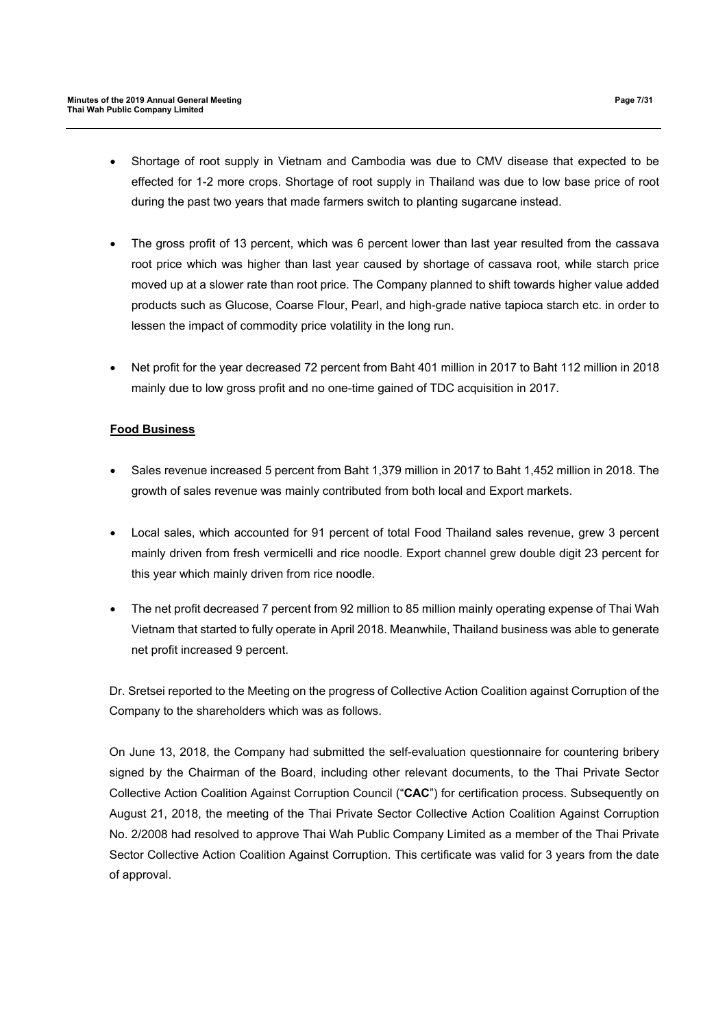- Shortage of root supply in Vietnam and Cambodia was due to CMV disease that expected to be effected for 1-2 more crops. Shortage of root supply in Thailand was due to low base price of root during the past two years that made farmers switch to planting sugarcane instead.

- The gross profit of 13 percent, which was 6 percent lower than last year resulted from the cassava root price which was higher than last year caused by shortage of cassava root, while starch price moved up at a slower rate than root price. The Company planned to shift towards higher value added products such as Glucose, Coarse Flour, Pearl, and high-grade native tapioca starch etc. in order to lessen the impact of commodity price volatility in the long run.

- Net profit for the year decreased 72 percent from Baht 401 million in 2017 to Baht 112 million in 2018 mainly due to low gross profit and no one-time gained of TDC acquisition in 2017.

**Food Business**

- Sales revenue increased 5 percent from Baht 1,379 million in 2017 to Baht 1,452 million in 2018. The growth of sales revenue was mainly contributed from both local and Export markets.

- Local sales, which accounted for 91 percent of total Food Thailand sales revenue, grew 3 percent mainly driven from fresh vermicelli and rice noodle. Export channel grew double digit 23 percent for this year which mainly driven from rice noodle.

- The net profit decreased 7 percent from 92 million to 85 million mainly operating expense of Thai Wah Vietnam that started to fully operate in April 2018. Meanwhile, Thailand business was able to generate net profit increased 9 percent.

Dr. Sretsei reported to the Meeting on the progress of Collective Action Coalition against Corruption of the Company to the shareholders which was as follows.

On June 13, 2018, the Company had submitted the self-evaluation questionnaire for countering bribery signed by the Chairman of the Board, including other relevant documents, to the Thai Private Sector Collective Action Coalition Against Corruption Council ("**CAC**") for certification process. Subsequently on August 21, 2018, the meeting of the Thai Private Sector Collective Action Coalition Against Corruption No. 2/2008 had resolved to approve Thai Wah Public Company Limited as a member of the Thai Private Sector Collective Action Coalition Against Corruption. This certificate was valid for 3 years from the date of approval.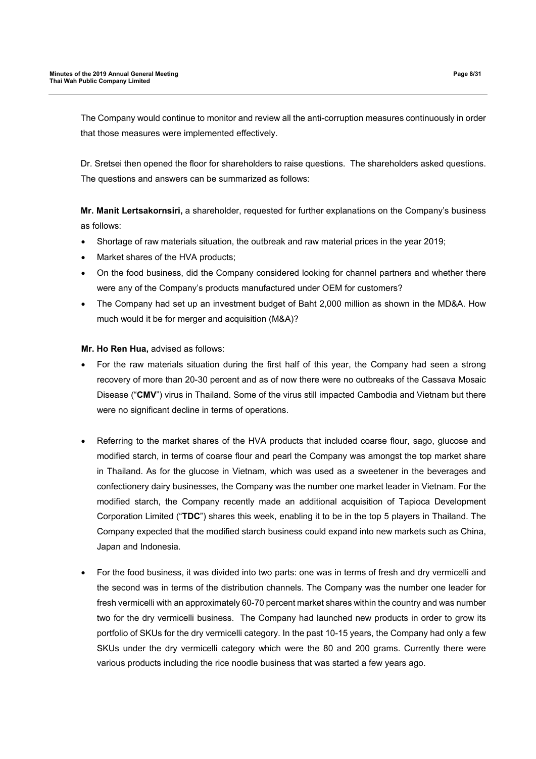The Company would continue to monitor and review all the anti-corruption measures continuously in order that those measures were implemented effectively.

Dr. Sretsei then opened the floor for shareholders to raise questions. The shareholders asked questions. The questions and answers can be summarized as follows:

**Mr. Manit Lertsakornsiri,** a shareholder, requested for further explanations on the Company's business as follows:

- Shortage of raw materials situation, the outbreak and raw material prices in the year 2019;
- Market shares of the HVA products;
- On the food business, did the Company considered looking for channel partners and whether there were any of the Company's products manufactured under OEM for customers?
- The Company had set up an investment budget of Baht 2,000 million as shown in the MD&A. How much would it be for merger and acquisition (M&A)?

**Mr. Ho Ren Hua,** advised as follows:

- For the raw materials situation during the first half of this year, the Company had seen a strong recovery of more than 20-30 percent and as of now there were no outbreaks of the Cassava Mosaic Disease ("**CMV**") virus in Thailand. Some of the virus still impacted Cambodia and Vietnam but there were no significant decline in terms of operations.

- Referring to the market shares of the HVA products that included coarse flour, sago, glucose and modified starch, in terms of coarse flour and pearl the Company was amongst the top market share in Thailand. As for the glucose in Vietnam, which was used as a sweetener in the beverages and confectionery dairy businesses, the Company was the number one market leader in Vietnam. For the modified starch, the Company recently made an additional acquisition of Tapioca Development Corporation Limited ("**TDC**") shares this week, enabling it to be in the top 5 players in Thailand. The Company expected that the modified starch business could expand into new markets such as China, Japan and Indonesia.

- For the food business, it was divided into two parts: one was in terms of fresh and dry vermicelli and the second was in terms of the distribution channels. The Company was the number one leader for fresh vermicelli with an approximately 60-70 percent market shares within the country and was number two for the dry vermicelli business. The Company had launched new products in order to grow its portfolio of SKUs for the dry vermicelli category. In the past 10-15 years, the Company had only a few SKUs under the dry vermicelli category which were the 80 and 200 grams. Currently there were various products including the rice noodle business that was started a few years ago.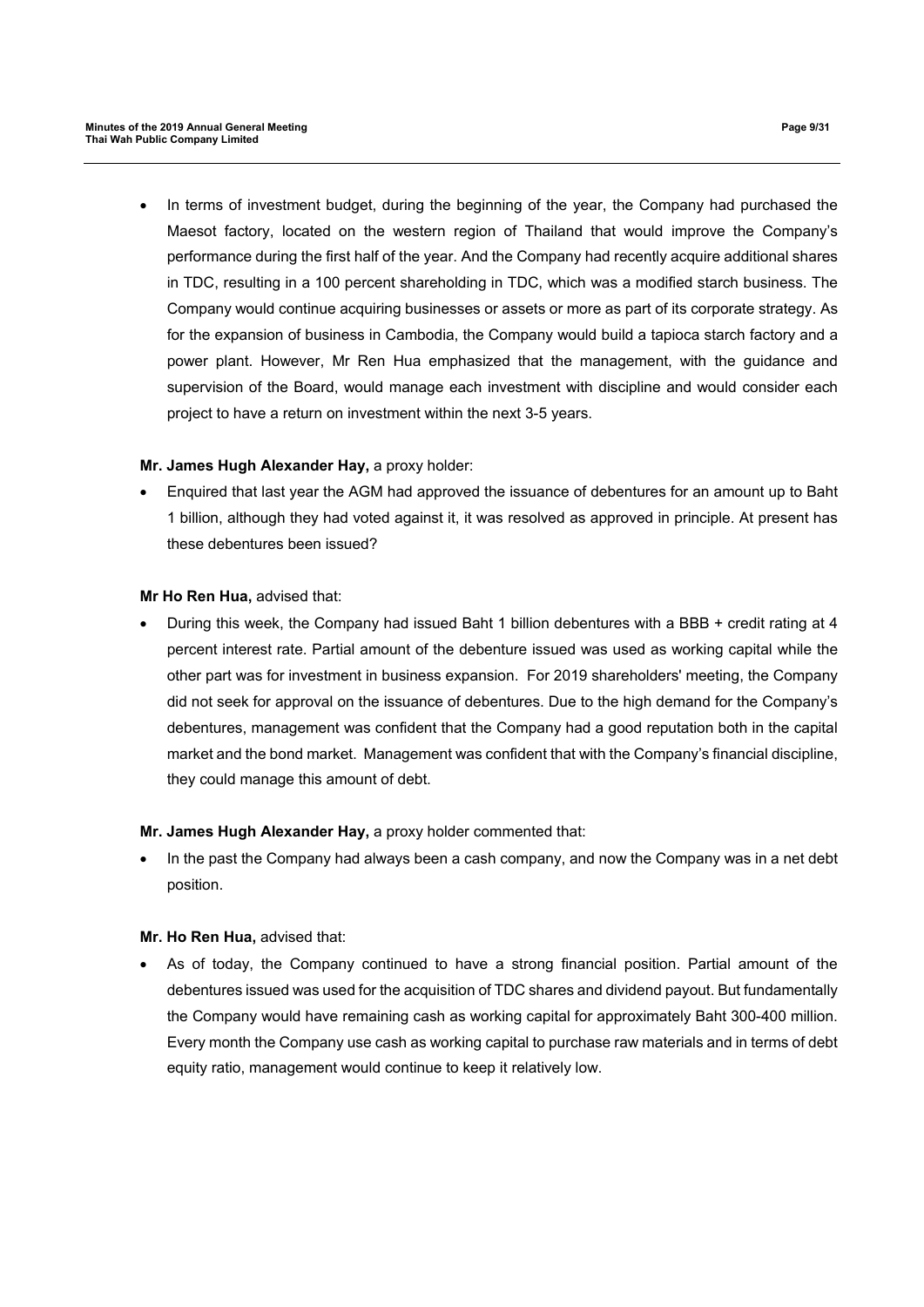- In terms of investment budget, during the beginning of the year, the Company had purchased the Maesot factory, located on the western region of Thailand that would improve the Company's performance during the first half of the year. And the Company had recently acquire additional shares in TDC, resulting in a 100 percent shareholding in TDC, which was a modified starch business. The Company would continue acquiring businesses or assets or more as part of its corporate strategy. As for the expansion of business in Cambodia, the Company would build a tapioca starch factory and a power plant. However, Mr Ren Hua emphasized that the management, with the guidance and supervision of the Board, would manage each investment with discipline and would consider each project to have a return on investment within the next 3-5 years.

**Mr. James Hugh Alexander Hay,** a proxy holder:

- Enquired that last year the AGM had approved the issuance of debentures for an amount up to Baht 1 billion, although they had voted against it, it was resolved as approved in principle. At present has these debentures been issued?

**Mr Ho Ren Hua,** advised that:

- During this week, the Company had issued Baht 1 billion debentures with a BBB + credit rating at 4 percent interest rate. Partial amount of the debenture issued was used as working capital while the other part was for investment in business expansion. For 2019 shareholders' meeting, the Company did not seek for approval on the issuance of debentures. Due to the high demand for the Company's debentures, management was confident that the Company had a good reputation both in the capital market and the bond market. Management was confident that with the Company's financial discipline, they could manage this amount of debt.

**Mr. James Hugh Alexander Hay,** a proxy holder commented that:

- In the past the Company had always been a cash company, and now the Company was in a net debt position.

**Mr. Ho Ren Hua,** advised that:

- As of today, the Company continued to have a strong financial position. Partial amount of the debentures issued was used for the acquisition of TDC shares and dividend payout. But fundamentally the Company would have remaining cash as working capital for approximately Baht 300-400 million. Every month the Company use cash as working capital to purchase raw materials and in terms of debt equity ratio, management would continue to keep it relatively low.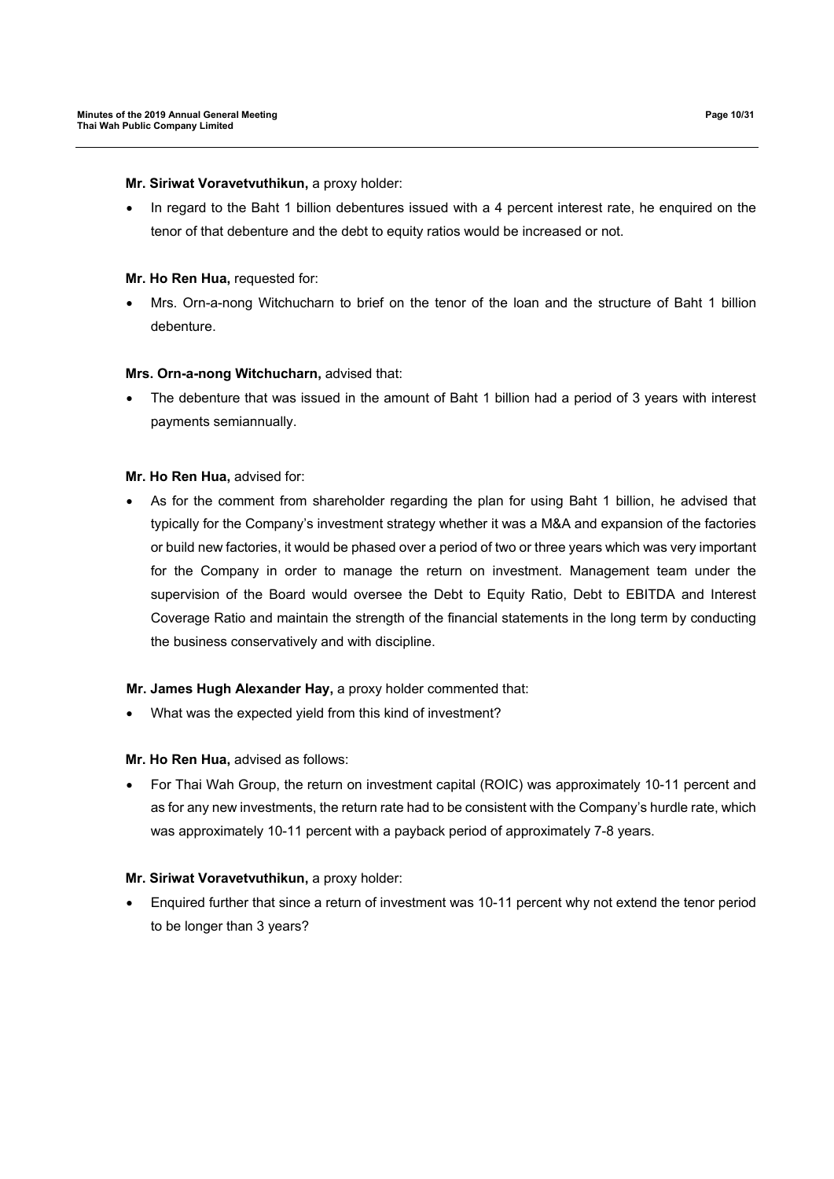**Mr. Siriwat Voravetvuthikun,** a proxy holder:

- In regard to the Baht 1 billion debentures issued with a 4 percent interest rate, he enquired on the tenor of that debenture and the debt to equity ratios would be increased or not.

**Mr. Ho Ren Hua,** requested for:

- Mrs. Orn-a-nong Witchucharn to brief on the tenor of the loan and the structure of Baht 1 billion debenture.

**Mrs. Orn-a-nong Witchucharn,** advised that:

- The debenture that was issued in the amount of Baht 1 billion had a period of 3 years with interest payments semiannually.

**Mr. Ho Ren Hua,** advised for:

- As for the comment from shareholder regarding the plan for using Baht 1 billion, he advised that typically for the Company's investment strategy whether it was a M&A and expansion of the factories or build new factories, it would be phased over a period of two or three years which was very important for the Company in order to manage the return on investment. Management team under the supervision of the Board would oversee the Debt to Equity Ratio, Debt to EBITDA and Interest Coverage Ratio and maintain the strength of the financial statements in the long term by conducting the business conservatively and with discipline.

**Mr. James Hugh Alexander Hay,** a proxy holder commented that:

- What was the expected yield from this kind of investment?

**Mr. Ho Ren Hua,** advised as follows:

- For Thai Wah Group, the return on investment capital (ROIC) was approximately 10-11 percent and as for any new investments, the return rate had to be consistent with the Company's hurdle rate, which was approximately 10-11 percent with a payback period of approximately 7-8 years.

**Mr. Siriwat Voravetvuthikun,** a proxy holder:

- Enquired further that since a return of investment was 10-11 percent why not extend the tenor period to be longer than 3 years?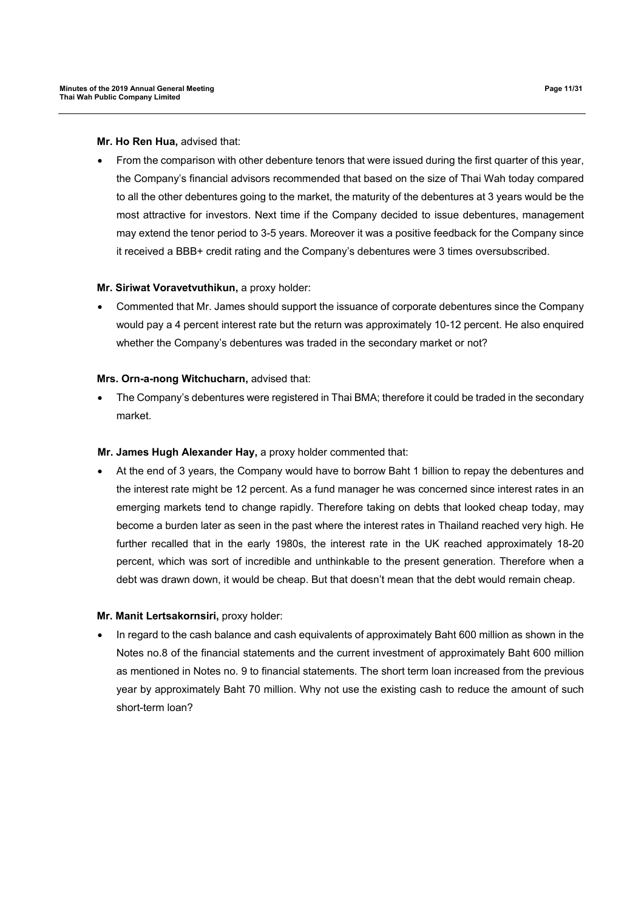**Mr. Ho Ren Hua,** advised that:

- From the comparison with other debenture tenors that were issued during the first quarter of this year, the Company's financial advisors recommended that based on the size of Thai Wah today compared to all the other debentures going to the market, the maturity of the debentures at 3 years would be the most attractive for investors. Next time if the Company decided to issue debentures, management may extend the tenor period to 3-5 years. Moreover it was a positive feedback for the Company since it received a BBB+ credit rating and the Company's debentures were 3 times oversubscribed.

**Mr. Siriwat Voravetvuthikun,** a proxy holder:

- Commented that Mr. James should support the issuance of corporate debentures since the Company would pay a 4 percent interest rate but the return was approximately 10-12 percent. He also enquired whether the Company's debentures was traded in the secondary market or not?

**Mrs. Orn-a-nong Witchucharn,** advised that:

- The Company's debentures were registered in Thai BMA; therefore it could be traded in the secondary market.

**Mr. James Hugh Alexander Hay,** a proxy holder commented that:

- At the end of 3 years, the Company would have to borrow Baht 1 billion to repay the debentures and the interest rate might be 12 percent. As a fund manager he was concerned since interest rates in an emerging markets tend to change rapidly. Therefore taking on debts that looked cheap today, may become a burden later as seen in the past where the interest rates in Thailand reached very high. He further recalled that in the early 1980s, the interest rate in the UK reached approximately 18-20 percent, which was sort of incredible and unthinkable to the present generation. Therefore when a debt was drawn down, it would be cheap. But that doesn't mean that the debt would remain cheap.

**Mr. Manit Lertsakornsiri,** proxy holder:

- In regard to the cash balance and cash equivalents of approximately Baht 600 million as shown in the Notes no.8 of the financial statements and the current investment of approximately Baht 600 million as mentioned in Notes no. 9 to financial statements. The short term loan increased from the previous year by approximately Baht 70 million. Why not use the existing cash to reduce the amount of such short-term loan?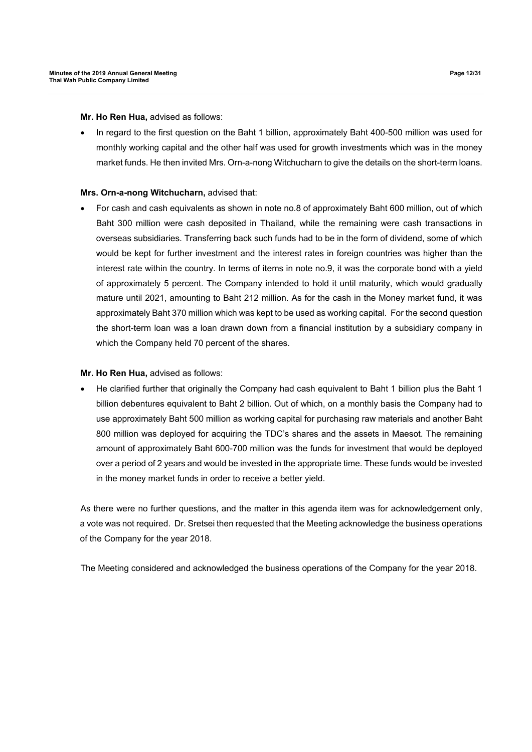**Mr. Ho Ren Hua,** advised as follows:

- In regard to the first question on the Baht 1 billion, approximately Baht 400-500 million was used for monthly working capital and the other half was used for growth investments which was in the money market funds. He then invited Mrs. Orn-a-nong Witchucharn to give the details on the short-term loans.

**Mrs. Orn-a-nong Witchucharn,** advised that:

- For cash and cash equivalents as shown in note no.8 of approximately Baht 600 million, out of which Baht 300 million were cash deposited in Thailand, while the remaining were cash transactions in overseas subsidiaries. Transferring back such funds had to be in the form of dividend, some of which would be kept for further investment and the interest rates in foreign countries was higher than the interest rate within the country. In terms of items in note no.9, it was the corporate bond with a yield of approximately 5 percent. The Company intended to hold it until maturity, which would gradually mature until 2021, amounting to Baht 212 million. As for the cash in the Money market fund, it was approximately Baht 370 million which was kept to be used as working capital. For the second question the short-term loan was a loan drawn down from a financial institution by a subsidiary company in which the Company held 70 percent of the shares.

**Mr. Ho Ren Hua,** advised as follows:

- He clarified further that originally the Company had cash equivalent to Baht 1 billion plus the Baht 1 billion debentures equivalent to Baht 2 billion. Out of which, on a monthly basis the Company had to use approximately Baht 500 million as working capital for purchasing raw materials and another Baht 800 million was deployed for acquiring the TDC's shares and the assets in Maesot. The remaining amount of approximately Baht 600-700 million was the funds for investment that would be deployed over a period of 2 years and would be invested in the appropriate time. These funds would be invested in the money market funds in order to receive a better yield.

As there were no further questions, and the matter in this agenda item was for acknowledgement only, a vote was not required. Dr. Sretsei then requested that the Meeting acknowledge the business operations of the Company for the year 2018.

The Meeting considered and acknowledged the business operations of the Company for the year 2018.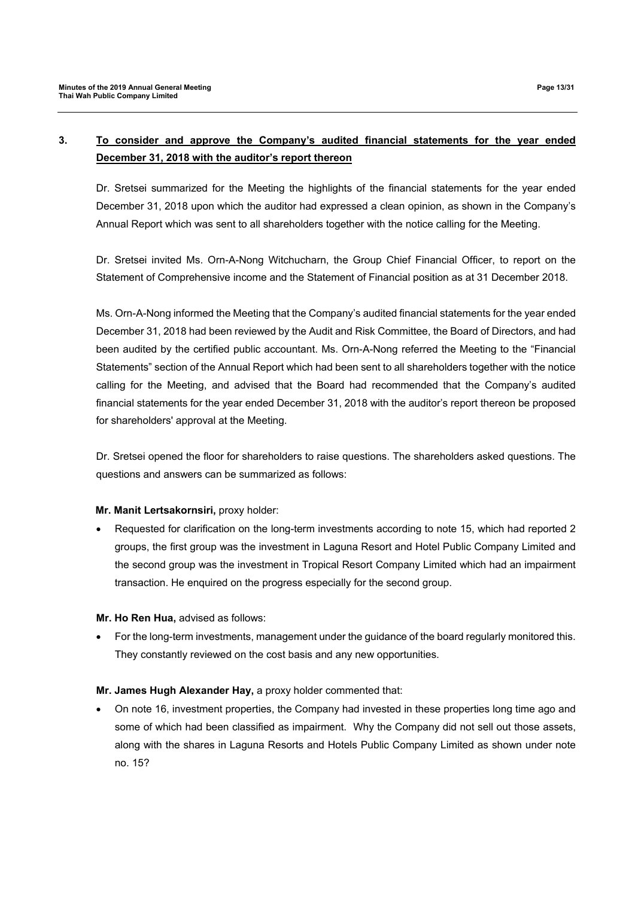## 3. To consider and approve the Company's audited financial statements for the year ended December 31, 2018 with the auditor's report thereon

Dr. Sretsei summarized for the Meeting the highlights of the financial statements for the year ended December 31, 2018 upon which the auditor had expressed a clean opinion, as shown in the Company's Annual Report which was sent to all shareholders together with the notice calling for the Meeting.

Dr. Sretsei invited Ms. Orn-A-Nong Witchucharn, the Group Chief Financial Officer, to report on the Statement of Comprehensive income and the Statement of Financial position as at 31 December 2018.

Ms. Orn-A-Nong informed the Meeting that the Company's audited financial statements for the year ended December 31, 2018 had been reviewed by the Audit and Risk Committee, the Board of Directors, and had been audited by the certified public accountant. Ms. Orn-A-Nong referred the Meeting to the "Financial Statements" section of the Annual Report which had been sent to all shareholders together with the notice calling for the Meeting, and advised that the Board had recommended that the Company's audited financial statements for the year ended December 31, 2018 with the auditor's report thereon be proposed for shareholders' approval at the Meeting.

Dr. Sretsei opened the floor for shareholders to raise questions. The shareholders asked questions. The questions and answers can be summarized as follows:

**Mr. Manit Lertsakornsiri,** proxy holder:

- Requested for clarification on the long-term investments according to note 15, which had reported 2 groups, the first group was the investment in Laguna Resort and Hotel Public Company Limited and the second group was the investment in Tropical Resort Company Limited which had an impairment transaction. He enquired on the progress especially for the second group.

**Mr. Ho Ren Hua,** advised as follows:

- For the long-term investments, management under the guidance of the board regularly monitored this. They constantly reviewed on the cost basis and any new opportunities.

**Mr. James Hugh Alexander Hay,** a proxy holder commented that:

- On note 16, investment properties, the Company had invested in these properties long time ago and some of which had been classified as impairment. Why the Company did not sell out those assets, along with the shares in Laguna Resorts and Hotels Public Company Limited as shown under note no. 15?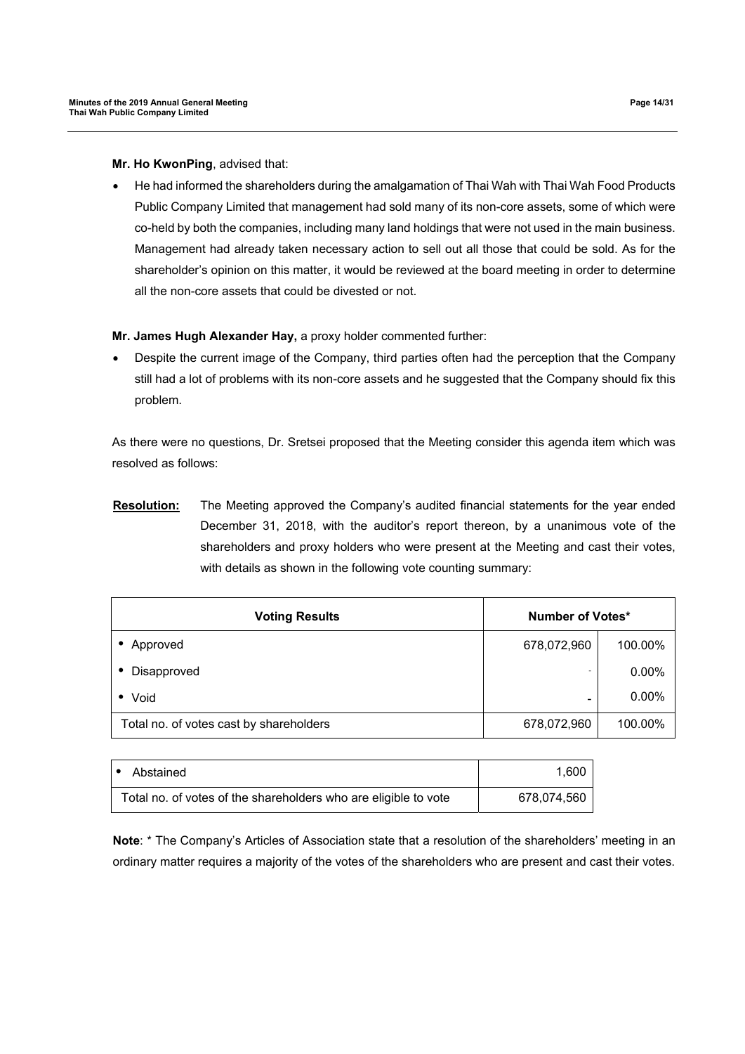**Mr. Ho KwonPing**, advised that:

- He had informed the shareholders during the amalgamation of Thai Wah with Thai Wah Food Products Public Company Limited that management had sold many of its non-core assets, some of which were co-held by both the companies, including many land holdings that were not used in the main business. Management had already taken necessary action to sell out all those that could be sold. As for the shareholder's opinion on this matter, it would be reviewed at the board meeting in order to determine all the non-core assets that could be divested or not.

**Mr. James Hugh Alexander Hay,** a proxy holder commented further:

- Despite the current image of the Company, third parties often had the perception that the Company still had a lot of problems with its non-core assets and he suggested that the Company should fix this problem.

As there were no questions, Dr. Sretsei proposed that the Meeting consider this agenda item which was resolved as follows:

**Resolution:** The Meeting approved the Company's audited financial statements for the year ended December 31, 2018, with the auditor's report thereon, by a unanimous vote of the shareholders and proxy holders who were present at the Meeting and cast their votes, with details as shown in the following vote counting summary:

| Voting Results | Number of Votes* | |
|---|---|---|
| • Approved | 678,072,960 | 100.00% |
| • Disapproved | - | 0.00% |
| • Void | - | 0.00% |
| Total no. of votes cast by shareholders | 678,072,960 | 100.00% |

| | |
|---|---|
| • Abstained | 1,600 |
| Total no. of votes of the shareholders who are eligible to vote | 678,074,560 |

**Note**: * The Company's Articles of Association state that a resolution of the shareholders' meeting in an ordinary matter requires a majority of the votes of the shareholders who are present and cast their votes.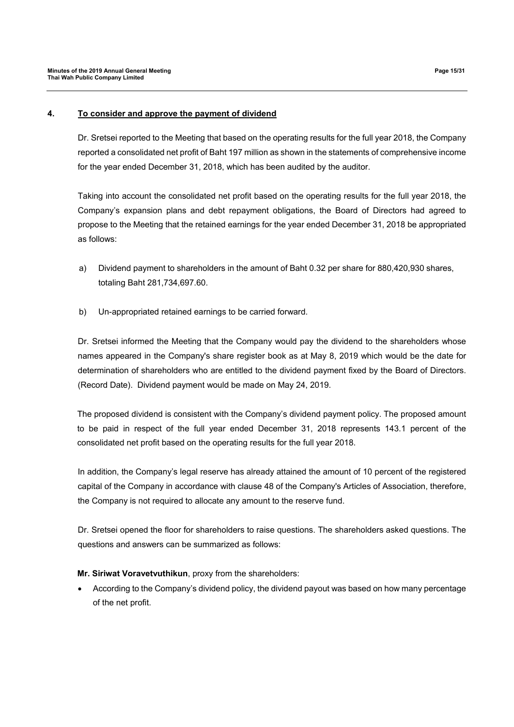## 4. To consider and approve the payment of dividend

Dr. Sretsei reported to the Meeting that based on the operating results for the full year 2018, the Company reported a consolidated net profit of Baht 197 million as shown in the statements of comprehensive income for the year ended December 31, 2018, which has been audited by the auditor.

Taking into account the consolidated net profit based on the operating results for the full year 2018, the Company's expansion plans and debt repayment obligations, the Board of Directors had agreed to propose to the Meeting that the retained earnings for the year ended December 31, 2018 be appropriated as follows:

a) Dividend payment to shareholders in the amount of Baht 0.32 per share for 880,420,930 shares, totaling Baht 281,734,697.60.

b) Un-appropriated retained earnings to be carried forward.

Dr. Sretsei informed the Meeting that the Company would pay the dividend to the shareholders whose names appeared in the Company's share register book as at May 8, 2019 which would be the date for determination of shareholders who are entitled to the dividend payment fixed by the Board of Directors. (Record Date). Dividend payment would be made on May 24, 2019.

The proposed dividend is consistent with the Company's dividend payment policy. The proposed amount to be paid in respect of the full year ended December 31, 2018 represents 143.1 percent of the consolidated net profit based on the operating results for the full year 2018.

In addition, the Company's legal reserve has already attained the amount of 10 percent of the registered capital of the Company in accordance with clause 48 of the Company's Articles of Association, therefore, the Company is not required to allocate any amount to the reserve fund.

Dr. Sretsei opened the floor for shareholders to raise questions. The shareholders asked questions. The questions and answers can be summarized as follows:

**Mr. Siriwat Voravetvuthikun**, proxy from the shareholders:

- According to the Company's dividend policy, the dividend payout was based on how many percentage of the net profit.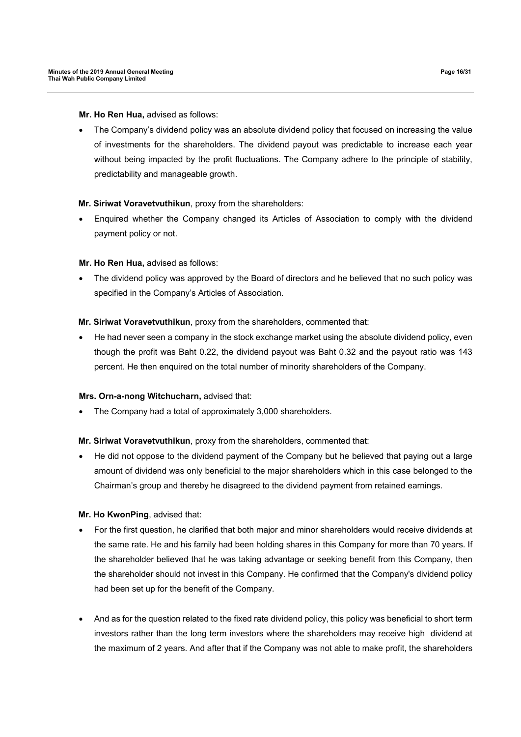**Mr. Ho Ren Hua,** advised as follows:

- The Company's dividend policy was an absolute dividend policy that focused on increasing the value of investments for the shareholders. The dividend payout was predictable to increase each year without being impacted by the profit fluctuations. The Company adhere to the principle of stability, predictability and manageable growth.

**Mr. Siriwat Voravetvuthikun**, proxy from the shareholders:

- Enquired whether the Company changed its Articles of Association to comply with the dividend payment policy or not.

**Mr. Ho Ren Hua,** advised as follows:

- The dividend policy was approved by the Board of directors and he believed that no such policy was specified in the Company's Articles of Association.

**Mr. Siriwat Voravetvuthikun**, proxy from the shareholders, commented that:

- He had never seen a company in the stock exchange market using the absolute dividend policy, even though the profit was Baht 0.22, the dividend payout was Baht 0.32 and the payout ratio was 143 percent. He then enquired on the total number of minority shareholders of the Company.

**Mrs. Orn-a-nong Witchucharn,** advised that:

- The Company had a total of approximately 3,000 shareholders.

**Mr. Siriwat Voravetvuthikun**, proxy from the shareholders, commented that:

- He did not oppose to the dividend payment of the Company but he believed that paying out a large amount of dividend was only beneficial to the major shareholders which in this case belonged to the Chairman's group and thereby he disagreed to the dividend payment from retained earnings.

**Mr. Ho KwonPing**, advised that:

- For the first question, he clarified that both major and minor shareholders would receive dividends at the same rate. He and his family had been holding shares in this Company for more than 70 years. If the shareholder believed that he was taking advantage or seeking benefit from this Company, then the shareholder should not invest in this Company. He confirmed that the Company's dividend policy had been set up for the benefit of the Company.

- And as for the question related to the fixed rate dividend policy, this policy was beneficial to short term investors rather than the long term investors where the shareholders may receive high dividend at the maximum of 2 years. And after that if the Company was not able to make profit, the shareholders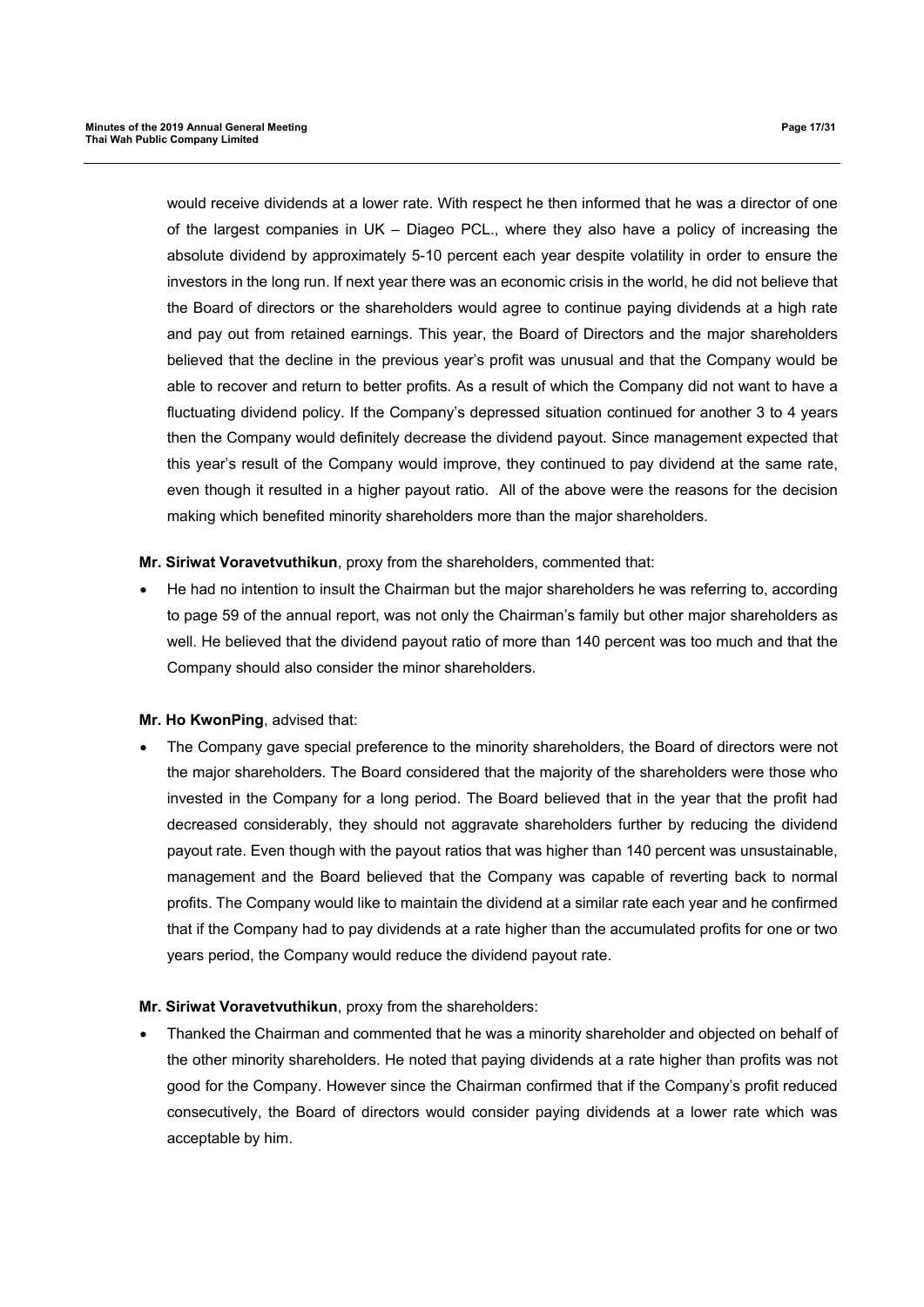would receive dividends at a lower rate. With respect he then informed that he was a director of one of the largest companies in UK – Diageo PCL., where they also have a policy of increasing the absolute dividend by approximately 5-10 percent each year despite volatility in order to ensure the investors in the long run. If next year there was an economic crisis in the world, he did not believe that the Board of directors or the shareholders would agree to continue paying dividends at a high rate and pay out from retained earnings. This year, the Board of Directors and the major shareholders believed that the decline in the previous year's profit was unusual and that the Company would be able to recover and return to better profits. As a result of which the Company did not want to have a fluctuating dividend policy. If the Company's depressed situation continued for another 3 to 4 years then the Company would definitely decrease the dividend payout. Since management expected that this year's result of the Company would improve, they continued to pay dividend at the same rate, even though it resulted in a higher payout ratio. All of the above were the reasons for the decision making which benefited minority shareholders more than the major shareholders.

**Mr. Siriwat Voravetvuthikun**, proxy from the shareholders, commented that:

- He had no intention to insult the Chairman but the major shareholders he was referring to, according to page 59 of the annual report, was not only the Chairman's family but other major shareholders as well. He believed that the dividend payout ratio of more than 140 percent was too much and that the Company should also consider the minor shareholders.

**Mr. Ho KwonPing**, advised that:

- The Company gave special preference to the minority shareholders, the Board of directors were not the major shareholders. The Board considered that the majority of the shareholders were those who invested in the Company for a long period. The Board believed that in the year that the profit had decreased considerably, they should not aggravate shareholders further by reducing the dividend payout rate. Even though with the payout ratios that was higher than 140 percent was unsustainable, management and the Board believed that the Company was capable of reverting back to normal profits. The Company would like to maintain the dividend at a similar rate each year and he confirmed that if the Company had to pay dividends at a rate higher than the accumulated profits for one or two years period, the Company would reduce the dividend payout rate.

**Mr. Siriwat Voravetvuthikun**, proxy from the shareholders:

- Thanked the Chairman and commented that he was a minority shareholder and objected on behalf of the other minority shareholders. He noted that paying dividends at a rate higher than profits was not good for the Company. However since the Chairman confirmed that if the Company's profit reduced consecutively, the Board of directors would consider paying dividends at a lower rate which was acceptable by him.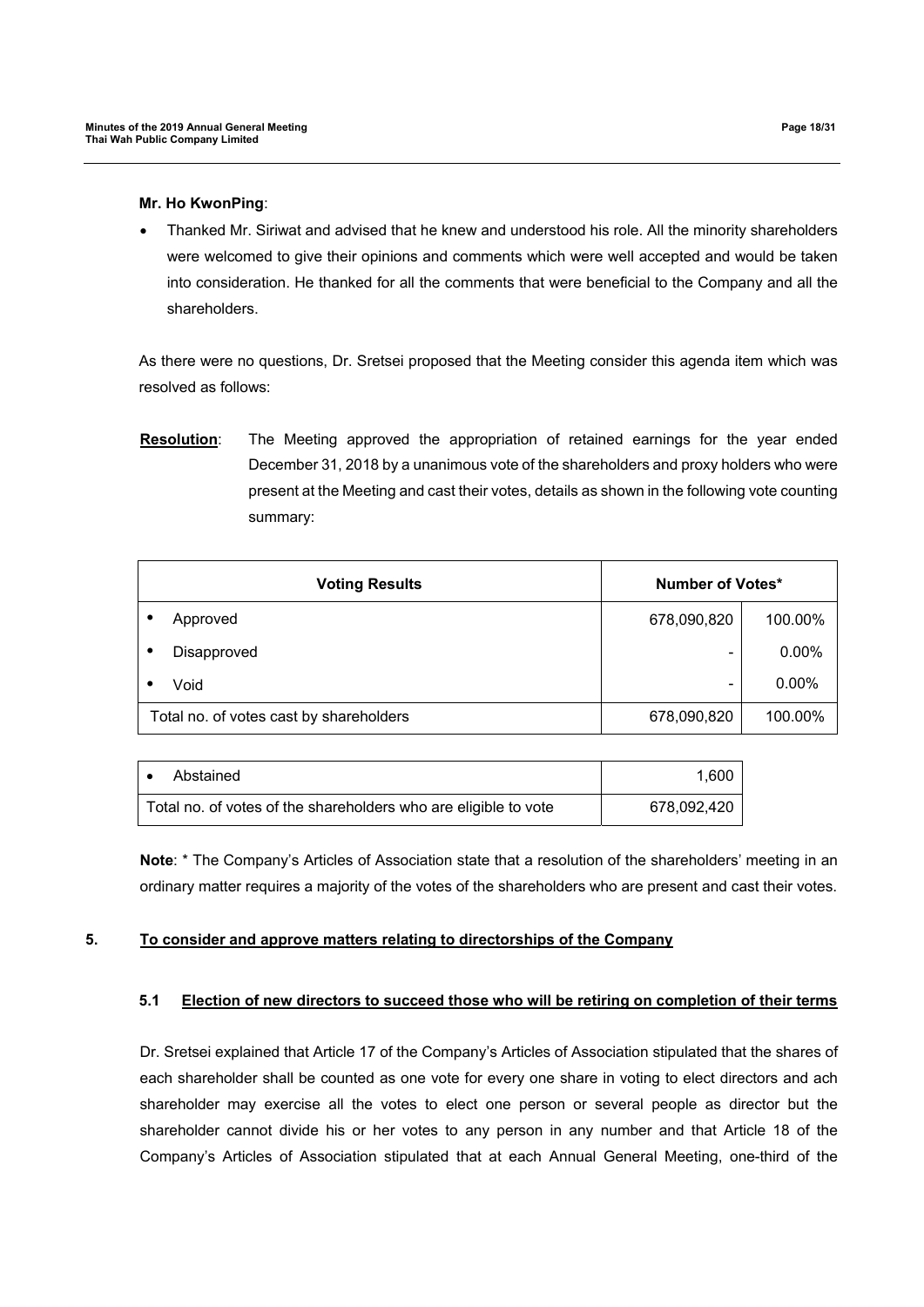**Mr. Ho KwonPing**:

- Thanked Mr. Siriwat and advised that he knew and understood his role. All the minority shareholders were welcomed to give their opinions and comments which were well accepted and would be taken into consideration. He thanked for all the comments that were beneficial to the Company and all the shareholders.

As there were no questions, Dr. Sretsei proposed that the Meeting consider this agenda item which was resolved as follows:

**Resolution**: The Meeting approved the appropriation of retained earnings for the year ended December 31, 2018 by a unanimous vote of the shareholders and proxy holders who were present at the Meeting and cast their votes, details as shown in the following vote counting summary:

| Voting Results | Number of Votes* | |
|---|---|---|
| • Approved | 678,090,820 | 100.00% |
| • Disapproved | - | 0.00% |
| • Void | - | 0.00% |
| Total no. of votes cast by shareholders | 678,090,820 | 100.00% |

| | |
|---|---|
| • Abstained | 1,600 |
| Total no. of votes of the shareholders who are eligible to vote | 678,092,420 |

**Note**: * The Company's Articles of Association state that a resolution of the shareholders' meeting in an ordinary matter requires a majority of the votes of the shareholders who are present and cast their votes.

## 5. To consider and approve matters relating to directorships of the Company

### 5.1 Election of new directors to succeed those who will be retiring on completion of their terms

Dr. Sretsei explained that Article 17 of the Company's Articles of Association stipulated that the shares of each shareholder shall be counted as one vote for every one share in voting to elect directors and ach shareholder may exercise all the votes to elect one person or several people as director but the shareholder cannot divide his or her votes to any person in any number and that Article 18 of the Company's Articles of Association stipulated that at each Annual General Meeting, one-third of the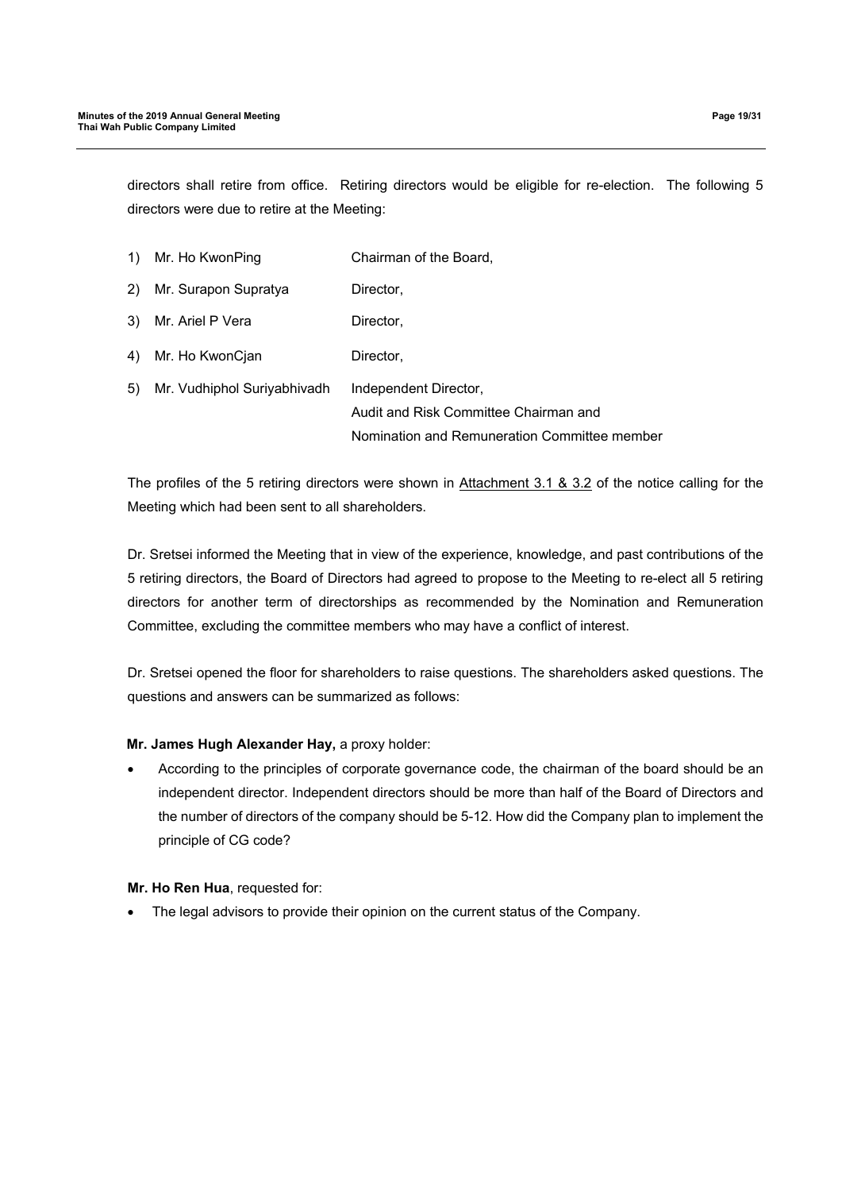directors shall retire from office. Retiring directors would be eligible for re-election. The following 5 directors were due to retire at the Meeting:

| | | |
|---|---|---|
| 1) | Mr. Ho KwonPing | Chairman of the Board, |
| 2) | Mr. Surapon Supratya | Director, |
| 3) | Mr. Ariel P Vera | Director, |
| 4) | Mr. Ho KwonCjan | Director, |
| 5) | Mr. Vudhiphol Suriyabhivadh | Independent Director, Audit and Risk Committee Chairman and Nomination and Remuneration Committee member |

The profiles of the 5 retiring directors were shown in Attachment 3.1 & 3.2 of the notice calling for the Meeting which had been sent to all shareholders.

Dr. Sretsei informed the Meeting that in view of the experience, knowledge, and past contributions of the 5 retiring directors, the Board of Directors had agreed to propose to the Meeting to re-elect all 5 retiring directors for another term of directorships as recommended by the Nomination and Remuneration Committee, excluding the committee members who may have a conflict of interest.

Dr. Sretsei opened the floor for shareholders to raise questions. The shareholders asked questions. The questions and answers can be summarized as follows:

**Mr. James Hugh Alexander Hay,** a proxy holder:

- According to the principles of corporate governance code, the chairman of the board should be an independent director. Independent directors should be more than half of the Board of Directors and the number of directors of the company should be 5-12. How did the Company plan to implement the principle of CG code?

**Mr. Ho Ren Hua**, requested for:

- The legal advisors to provide their opinion on the current status of the Company.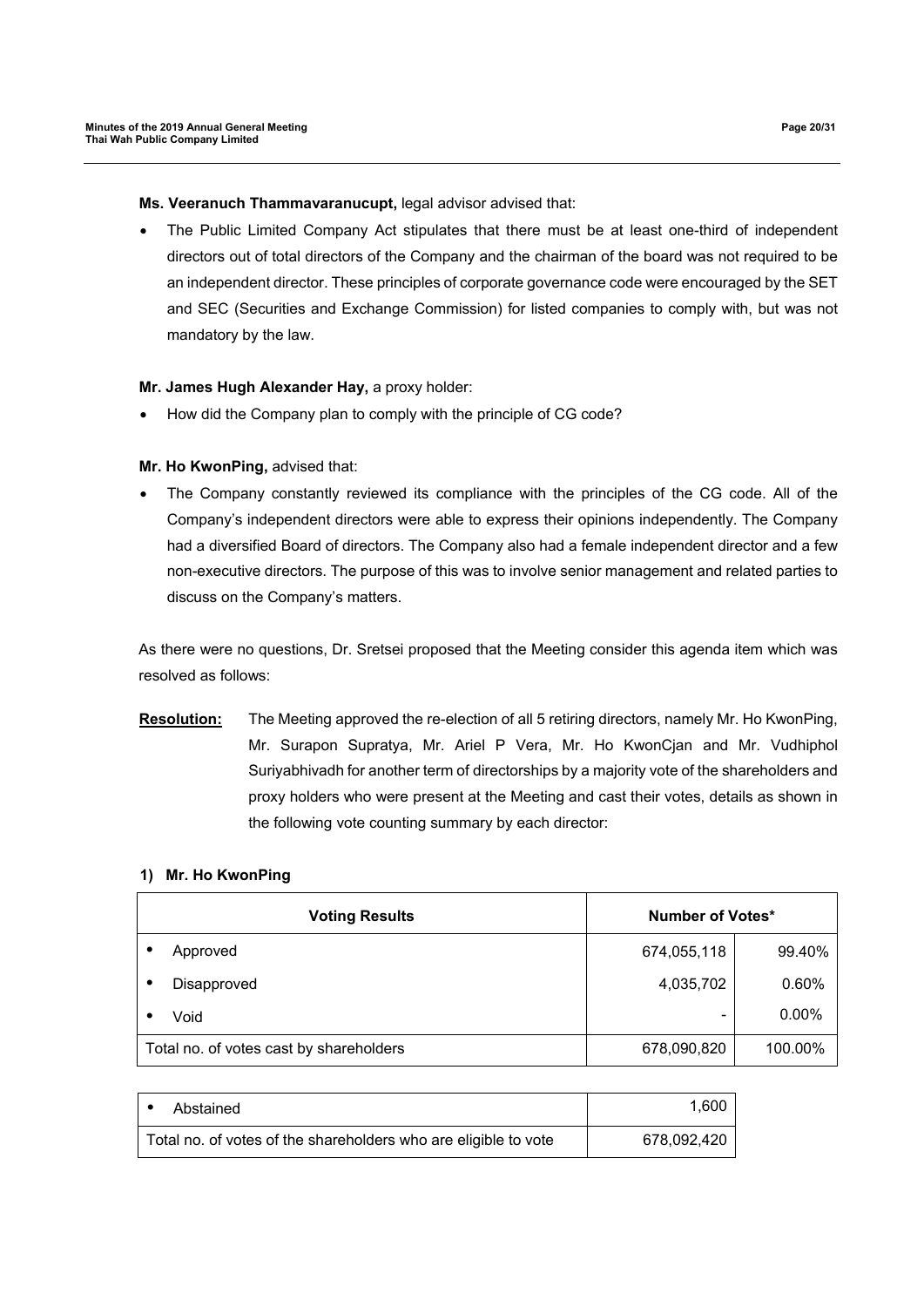**Ms. Veeranuch Thammavaranucupt,** legal advisor advised that:

- The Public Limited Company Act stipulates that there must be at least one-third of independent directors out of total directors of the Company and the chairman of the board was not required to be an independent director. These principles of corporate governance code were encouraged by the SET and SEC (Securities and Exchange Commission) for listed companies to comply with, but was not mandatory by the law.

**Mr. James Hugh Alexander Hay,** a proxy holder:

- How did the Company plan to comply with the principle of CG code?

**Mr. Ho KwonPing,** advised that:

- The Company constantly reviewed its compliance with the principles of the CG code. All of the Company's independent directors were able to express their opinions independently. The Company had a diversified Board of directors. The Company also had a female independent director and a few non-executive directors. The purpose of this was to involve senior management and related parties to discuss on the Company's matters.

As there were no questions, Dr. Sretsei proposed that the Meeting consider this agenda item which was resolved as follows:

**Resolution:** The Meeting approved the re-election of all 5 retiring directors, namely Mr. Ho KwonPing, Mr. Surapon Supratya, Mr. Ariel P Vera, Mr. Ho KwonCjan and Mr. Vudhiphol Suriyabhivadh for another term of directorships by a majority vote of the shareholders and proxy holders who were present at the Meeting and cast their votes, details as shown in the following vote counting summary by each director:

**1) Mr. Ho KwonPing**

| Voting Results | Number of Votes* | |
|---|---|---|
| • Approved | 674,055,118 | 99.40% |
| • Disapproved | 4,035,702 | 0.60% |
| • Void | - | 0.00% |
| Total no. of votes cast by shareholders | 678,090,820 | 100.00% |

| | |
|---|---|
| • Abstained | 1,600 |
| Total no. of votes of the shareholders who are eligible to vote | 678,092,420 |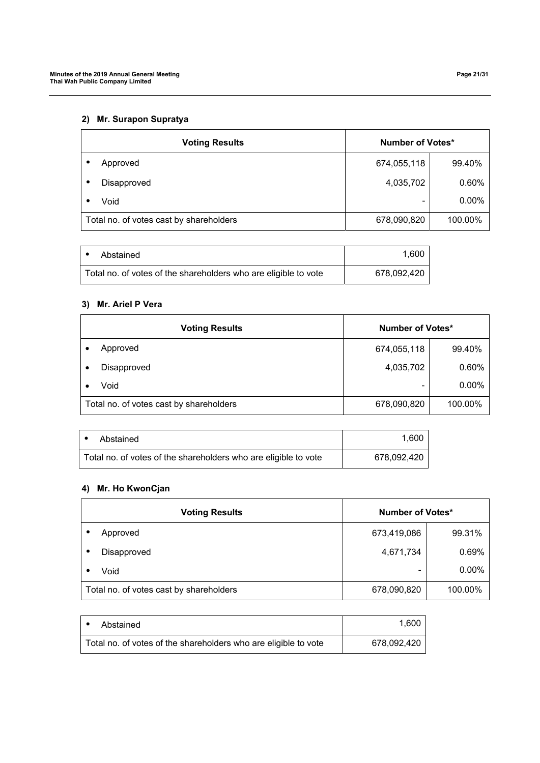**2) Mr. Surapon Supratya**

| Voting Results | Number of Votes* | |
|---|---|---|
| • Approved | 674,055,118 | 99.40% |
| • Disapproved | 4,035,702 | 0.60% |
| • Void | - | 0.00% |
| Total no. of votes cast by shareholders | 678,090,820 | 100.00% |

| | |
|---|---|
| • Abstained | 1,600 |
| Total no. of votes of the shareholders who are eligible to vote | 678,092,420 |

**3) Mr. Ariel P Vera**

| Voting Results | Number of Votes* | |
|---|---|---|
| • Approved | 674,055,118 | 99.40% |
| • Disapproved | 4,035,702 | 0.60% |
| • Void | - | 0.00% |
| Total no. of votes cast by shareholders | 678,090,820 | 100.00% |

| | |
|---|---|
| • Abstained | 1,600 |
| Total no. of votes of the shareholders who are eligible to vote | 678,092,420 |

**4) Mr. Ho KwonCjan**

| Voting Results | Number of Votes* | |
|---|---|---|
| • Approved | 673,419,086 | 99.31% |
| • Disapproved | 4,671,734 | 0.69% |
| • Void | - | 0.00% |
| Total no. of votes cast by shareholders | 678,090,820 | 100.00% |

| | |
|---|---|
| • Abstained | 1,600 |
| Total no. of votes of the shareholders who are eligible to vote | 678,092,420 |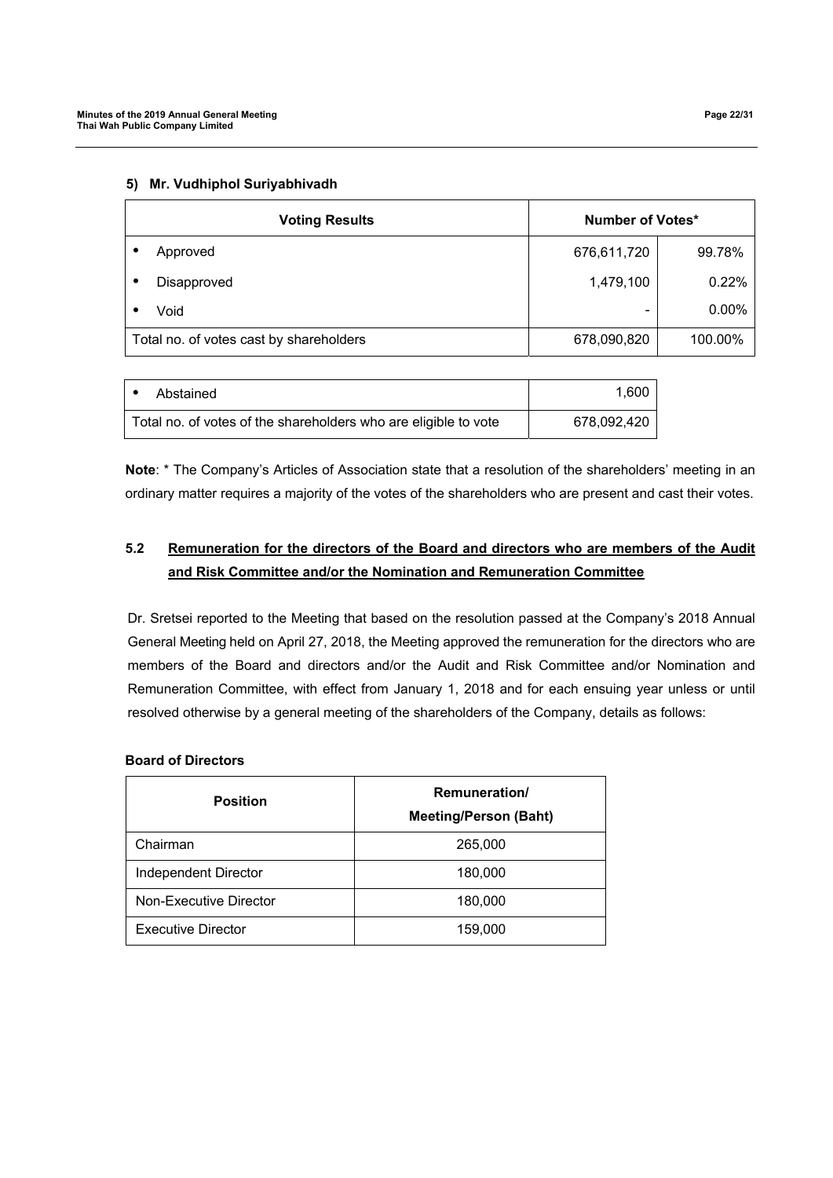#### 5) Mr. Vudhiphol Suriyabhivadh

| Voting Results | Number of Votes* | |
|---|---|---|
| • Approved | 676,611,720 | 99.78% |
| • Disapproved | 1,479,100 | 0.22% |
| • Void | - | 0.00% |
| Total no. of votes cast by shareholders | 678,090,820 | 100.00% |

| | |
|---|---|
| • Abstained | 1,600 |
| Total no. of votes of the shareholders who are eligible to vote | 678,092,420 |

**Note**: * The Company's Articles of Association state that a resolution of the shareholders' meeting in an ordinary matter requires a majority of the votes of the shareholders who are present and cast their votes.

### 5.2 Remuneration for the directors of the Board and directors who are members of the Audit and Risk Committee and/or the Nomination and Remuneration Committee

Dr. Sretsei reported to the Meeting that based on the resolution passed at the Company's 2018 Annual General Meeting held on April 27, 2018, the Meeting approved the remuneration for the directors who are members of the Board and directors and/or the Audit and Risk Committee and/or Nomination and Remuneration Committee, with effect from January 1, 2018 and for each ensuing year unless or until resolved otherwise by a general meeting of the shareholders of the Company, details as follows:

**Board of Directors**

| Position | Remuneration/ Meeting/Person (Baht) |
|---|---|
| Chairman | 265,000 |
| Independent Director | 180,000 |
| Non-Executive Director | 180,000 |
| Executive Director | 159,000 |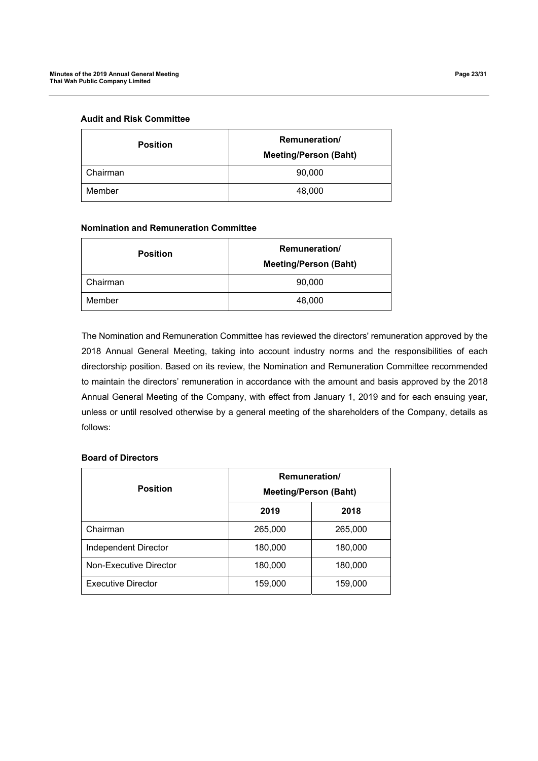**Audit and Risk Committee**

| Position | Remuneration/ Meeting/Person (Baht) |
|---|---|
| Chairman | 90,000 |
| Member | 48,000 |

**Nomination and Remuneration Committee**

| Position | Remuneration/ Meeting/Person (Baht) |
|---|---|
| Chairman | 90,000 |
| Member | 48,000 |

The Nomination and Remuneration Committee has reviewed the directors' remuneration approved by the 2018 Annual General Meeting, taking into account industry norms and the responsibilities of each directorship position. Based on its review, the Nomination and Remuneration Committee recommended to maintain the directors' remuneration in accordance with the amount and basis approved by the 2018 Annual General Meeting of the Company, with effect from January 1, 2019 and for each ensuing year, unless or until resolved otherwise by a general meeting of the shareholders of the Company, details as follows:

**Board of Directors**

| Position | Remuneration/ Meeting/Person (Baht) | |
|---|---|---|
| | 2019 | 2018 |
| Chairman | 265,000 | 265,000 |
| Independent Director | 180,000 | 180,000 |
| Non-Executive Director | 180,000 | 180,000 |
| Executive Director | 159,000 | 159,000 |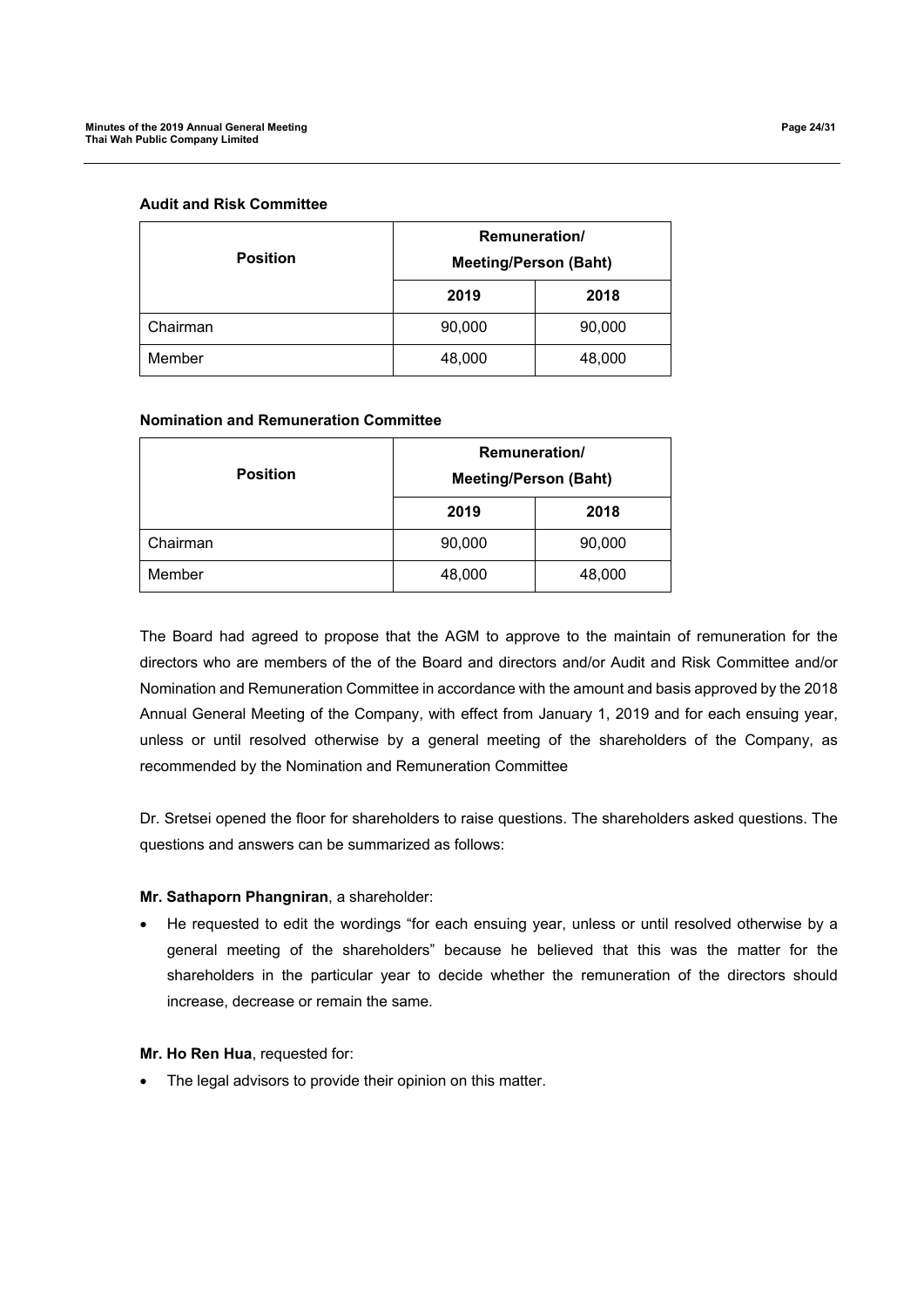**Audit and Risk Committee**

| Position | Remuneration/ Meeting/Person (Baht) | |
|---|---|---|
| | 2019 | 2018 |
| Chairman | 90,000 | 90,000 |
| Member | 48,000 | 48,000 |

**Nomination and Remuneration Committee**

| Position | Remuneration/ Meeting/Person (Baht) | |
|---|---|---|
| | 2019 | 2018 |
| Chairman | 90,000 | 90,000 |
| Member | 48,000 | 48,000 |

The Board had agreed to propose that the AGM to approve to the maintain of remuneration for the directors who are members of the of the Board and directors and/or Audit and Risk Committee and/or Nomination and Remuneration Committee in accordance with the amount and basis approved by the 2018 Annual General Meeting of the Company, with effect from January 1, 2019 and for each ensuing year, unless or until resolved otherwise by a general meeting of the shareholders of the Company, as recommended by the Nomination and Remuneration Committee

Dr. Sretsei opened the floor for shareholders to raise questions. The shareholders asked questions. The questions and answers can be summarized as follows:

**Mr. Sathaporn Phangniran**, a shareholder:

- He requested to edit the wordings "for each ensuing year, unless or until resolved otherwise by a general meeting of the shareholders" because he believed that this was the matter for the shareholders in the particular year to decide whether the remuneration of the directors should increase, decrease or remain the same.

**Mr. Ho Ren Hua**, requested for:

- The legal advisors to provide their opinion on this matter.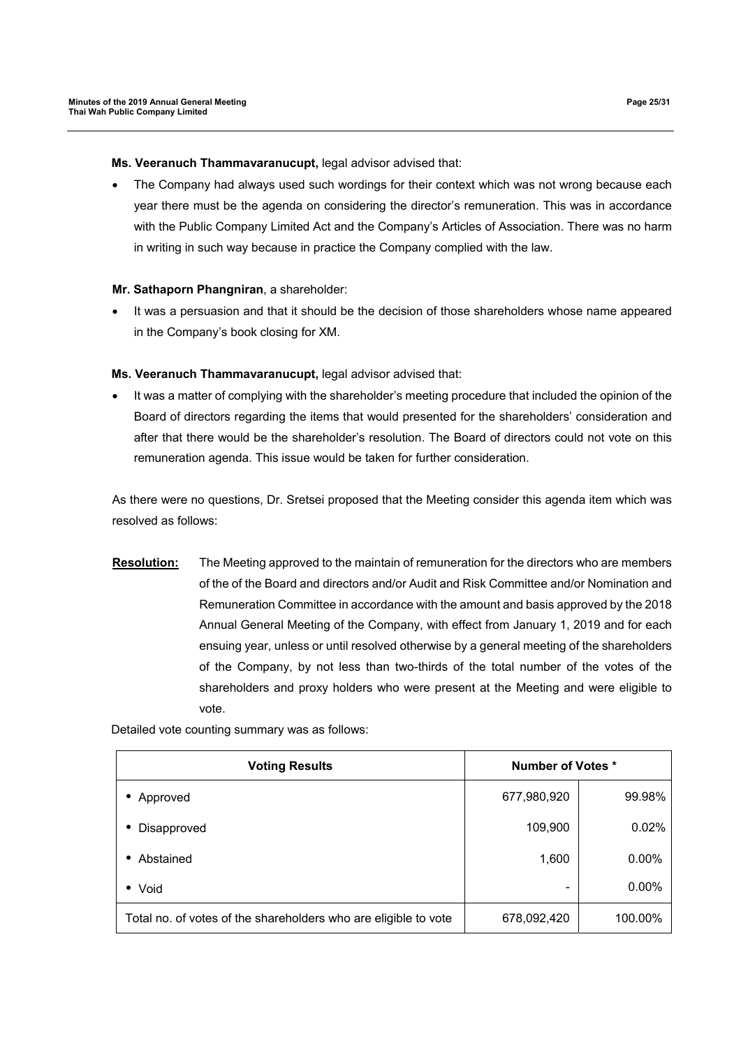**Ms. Veeranuch Thammavaranucupt,** legal advisor advised that:

- The Company had always used such wordings for their context which was not wrong because each year there must be the agenda on considering the director's remuneration. This was in accordance with the Public Company Limited Act and the Company's Articles of Association. There was no harm in writing in such way because in practice the Company complied with the law.

**Mr. Sathaporn Phangniran**, a shareholder:

- It was a persuasion and that it should be the decision of those shareholders whose name appeared in the Company's book closing for XM.

**Ms. Veeranuch Thammavaranucupt,** legal advisor advised that:

- It was a matter of complying with the shareholder's meeting procedure that included the opinion of the Board of directors regarding the items that would presented for the shareholders' consideration and after that there would be the shareholder's resolution. The Board of directors could not vote on this remuneration agenda. This issue would be taken for further consideration.

As there were no questions, Dr. Sretsei proposed that the Meeting consider this agenda item which was resolved as follows:

**Resolution:** The Meeting approved to the maintain of remuneration for the directors who are members of the of the Board and directors and/or Audit and Risk Committee and/or Nomination and Remuneration Committee in accordance with the amount and basis approved by the 2018 Annual General Meeting of the Company, with effect from January 1, 2019 and for each ensuing year, unless or until resolved otherwise by a general meeting of the shareholders of the Company, by not less than two-thirds of the total number of the votes of the shareholders and proxy holders who were present at the Meeting and were eligible to vote.

Detailed vote counting summary was as follows:

| Voting Results | Number of Votes * | |
|---|---|---|
| • Approved | 677,980,920 | 99.98% |
| • Disapproved | 109,900 | 0.02% |
| • Abstained | 1,600 | 0.00% |
| • Void | - | 0.00% |
| Total no. of votes of the shareholders who are eligible to vote | 678,092,420 | 100.00% |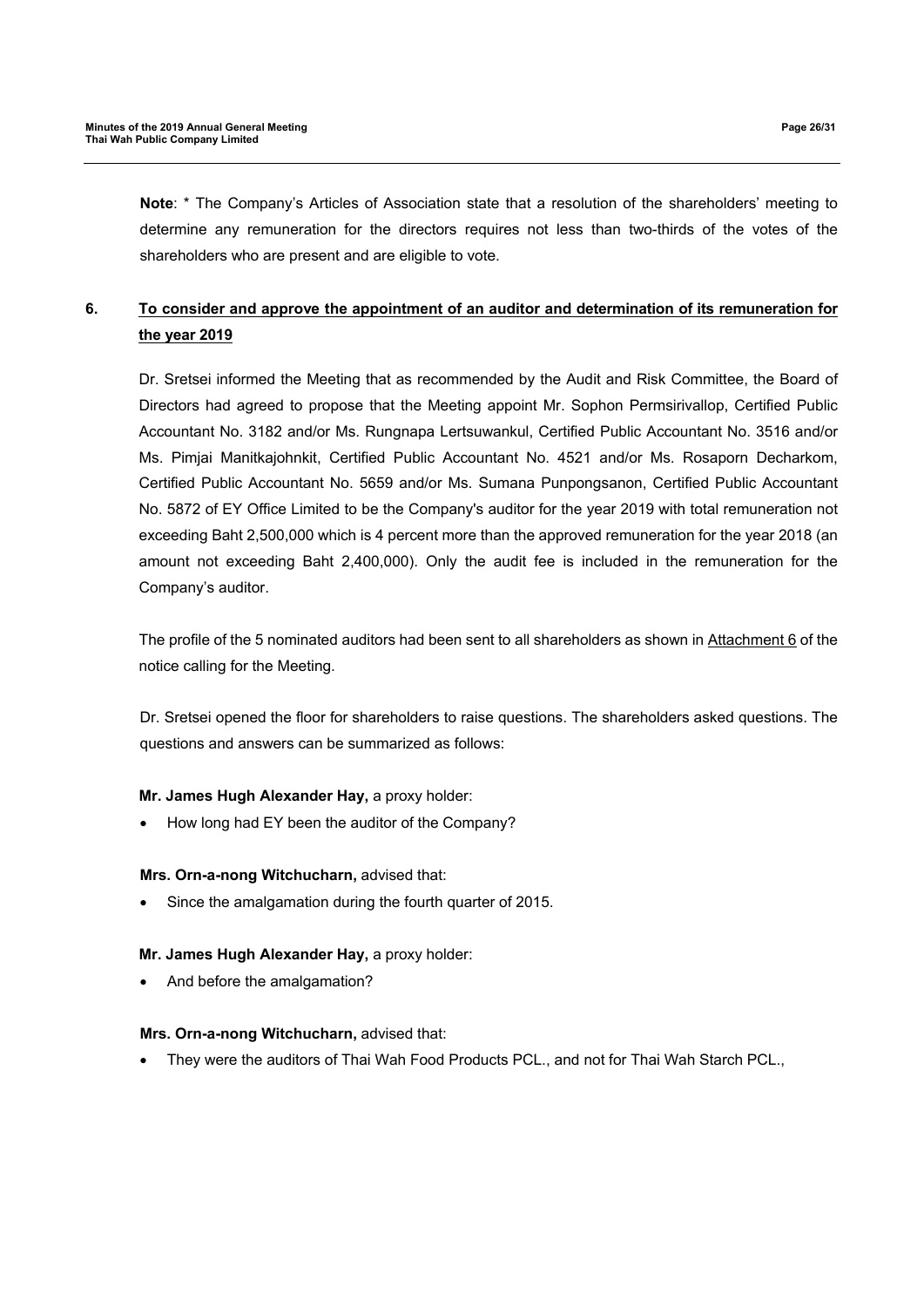**Note**: * The Company's Articles of Association state that a resolution of the shareholders' meeting to determine any remuneration for the directors requires not less than two-thirds of the votes of the shareholders who are present and are eligible to vote.

## 6. <u>To consider and approve the appointment of an auditor and determination of its remuneration for the year 2019</u>

Dr. Sretsei informed the Meeting that as recommended by the Audit and Risk Committee, the Board of Directors had agreed to propose that the Meeting appoint Mr. Sophon Permsirivallop, Certified Public Accountant No. 3182 and/or Ms. Rungnapa Lertsuwankul, Certified Public Accountant No. 3516 and/or Ms. Pimjai Manitkajohnkit, Certified Public Accountant No. 4521 and/or Ms. Rosaporn Decharkom, Certified Public Accountant No. 5659 and/or Ms. Sumana Punpongsanon, Certified Public Accountant No. 5872 of EY Office Limited to be the Company's auditor for the year 2019 with total remuneration not exceeding Baht 2,500,000 which is 4 percent more than the approved remuneration for the year 2018 (an amount not exceeding Baht 2,400,000). Only the audit fee is included in the remuneration for the Company's auditor.

The profile of the 5 nominated auditors had been sent to all shareholders as shown in <u>Attachment 6</u> of the notice calling for the Meeting.

Dr. Sretsei opened the floor for shareholders to raise questions. The shareholders asked questions. The questions and answers can be summarized as follows:

**Mr. James Hugh Alexander Hay,** a proxy holder:

- How long had EY been the auditor of the Company?

**Mrs. Orn-a-nong Witchucharn,** advised that:

- Since the amalgamation during the fourth quarter of 2015.

**Mr. James Hugh Alexander Hay,** a proxy holder:

- And before the amalgamation?

**Mrs. Orn-a-nong Witchucharn,** advised that:

- They were the auditors of Thai Wah Food Products PCL., and not for Thai Wah Starch PCL.,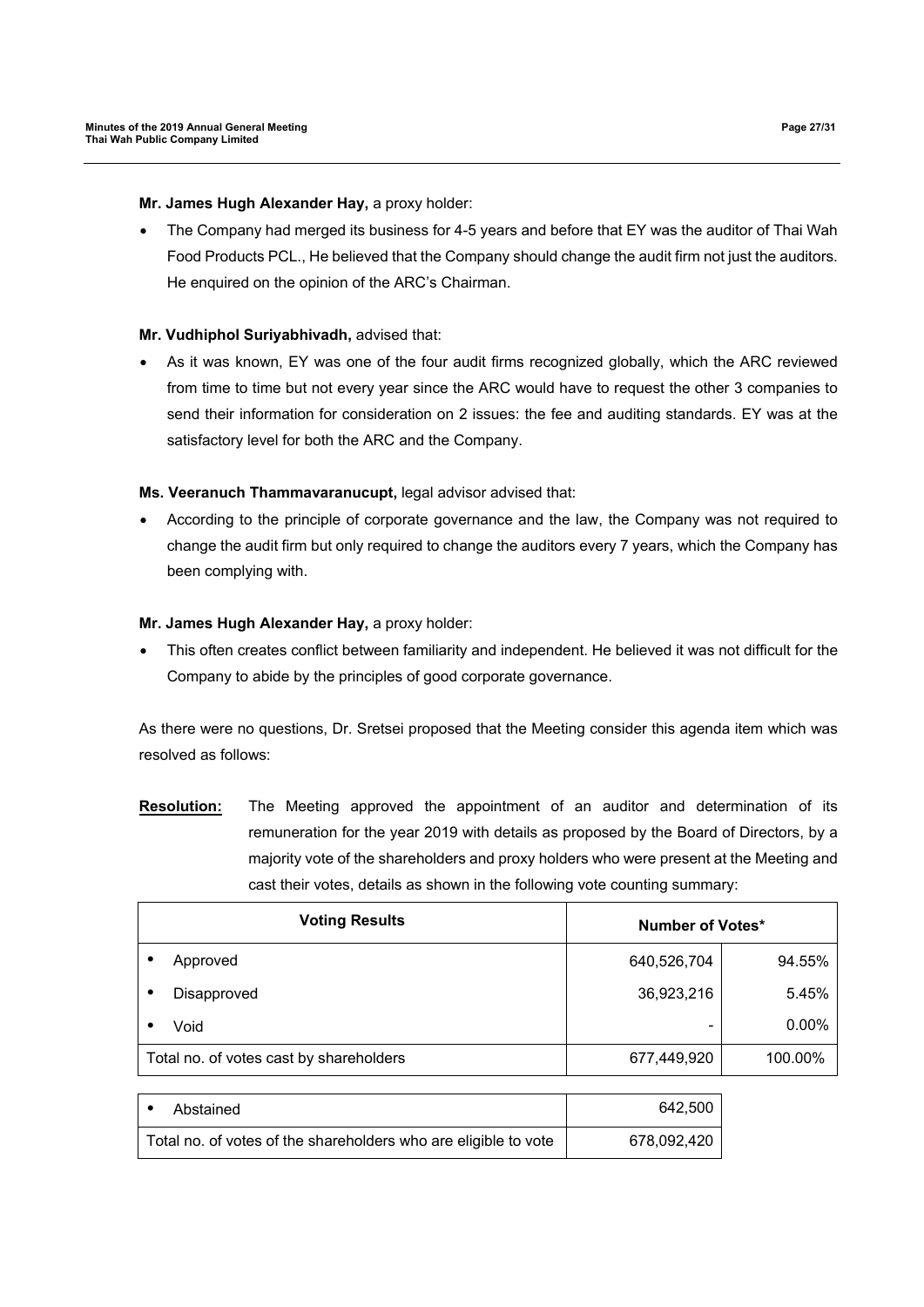**Mr. James Hugh Alexander Hay,** a proxy holder:

- The Company had merged its business for 4-5 years and before that EY was the auditor of Thai Wah Food Products PCL., He believed that the Company should change the audit firm not just the auditors. He enquired on the opinion of the ARC's Chairman.

**Mr. Vudhiphol Suriyabhivadh,** advised that:

- As it was known, EY was one of the four audit firms recognized globally, which the ARC reviewed from time to time but not every year since the ARC would have to request the other 3 companies to send their information for consideration on 2 issues: the fee and auditing standards. EY was at the satisfactory level for both the ARC and the Company.

**Ms. Veeranuch Thammavaranucupt,** legal advisor advised that:

- According to the principle of corporate governance and the law, the Company was not required to change the audit firm but only required to change the auditors every 7 years, which the Company has been complying with.

**Mr. James Hugh Alexander Hay,** a proxy holder:

- This often creates conflict between familiarity and independent. He believed it was not difficult for the Company to abide by the principles of good corporate governance.

As there were no questions, Dr. Sretsei proposed that the Meeting consider this agenda item which was resolved as follows:

**Resolution:** The Meeting approved the appointment of an auditor and determination of its remuneration for the year 2019 with details as proposed by the Board of Directors, by a majority vote of the shareholders and proxy holders who were present at the Meeting and cast their votes, details as shown in the following vote counting summary:

| Voting Results | Number of Votes* | |
|---|---|---|
| • Approved | 640,526,704 | 94.55% |
| • Disapproved | 36,923,216 | 5.45% |
| • Void | - | 0.00% |
| Total no. of votes cast by shareholders | 677,449,920 | 100.00% |

| | |
|---|---|
| • Abstained | 642,500 |
| Total no. of votes of the shareholders who are eligible to vote | 678,092,420 |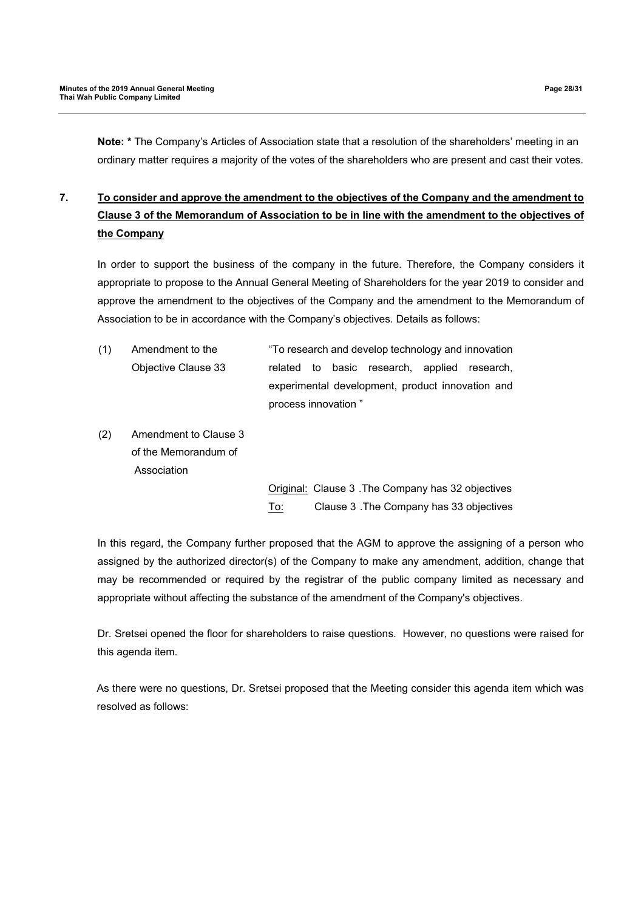**Note: *** The Company's Articles of Association state that a resolution of the shareholders' meeting in an ordinary matter requires a majority of the votes of the shareholders who are present and cast their votes.

## 7. To consider and approve the amendment to the objectives of the Company and the amendment to Clause 3 of the Memorandum of Association to be in line with the amendment to the objectives of the Company

In order to support the business of the company in the future. Therefore, the Company considers it appropriate to propose to the Annual General Meeting of Shareholders for the year 2019 to consider and approve the amendment to the objectives of the Company and the amendment to the Memorandum of Association to be in accordance with the Company's objectives. Details as follows:

(1) Amendment to the Objective Clause 33 — "To research and develop technology and innovation related to basic research, applied research, experimental development, product innovation and process innovation "

(2) Amendment to Clause 3 of the Memorandum of Association

Original: Clause 3 .The Company has 32 objectives

To: Clause 3 .The Company has 33 objectives

In this regard, the Company further proposed that the AGM to approve the assigning of a person who assigned by the authorized director(s) of the Company to make any amendment, addition, change that may be recommended or required by the registrar of the public company limited as necessary and appropriate without affecting the substance of the amendment of the Company's objectives.

Dr. Sretsei opened the floor for shareholders to raise questions. However, no questions were raised for this agenda item.

As there were no questions, Dr. Sretsei proposed that the Meeting consider this agenda item which was resolved as follows: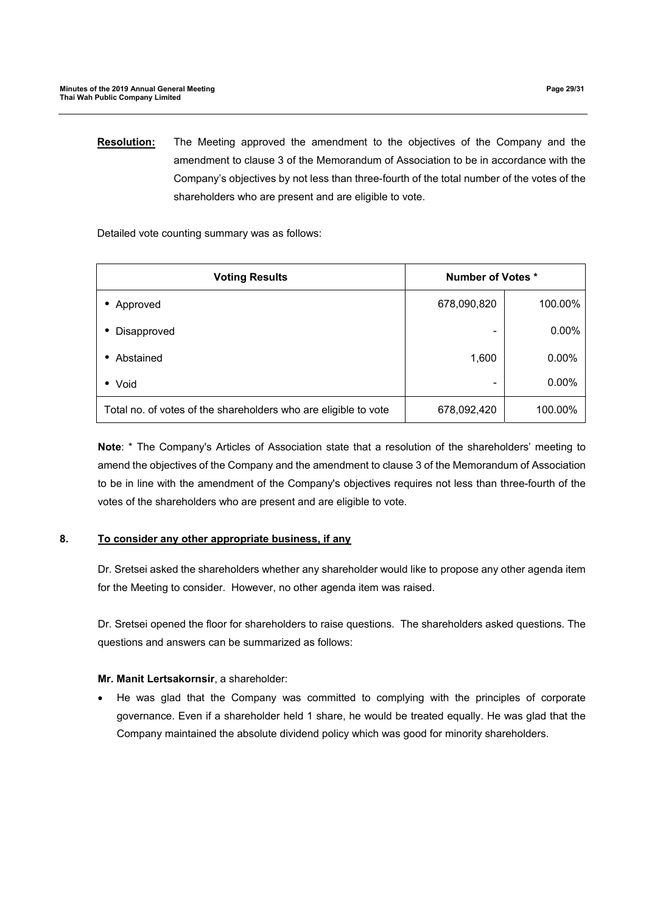**Resolution:** The Meeting approved the amendment to the objectives of the Company and the amendment to clause 3 of the Memorandum of Association to be in accordance with the Company's objectives by not less than three-fourth of the total number of the votes of the shareholders who are present and are eligible to vote.

Detailed vote counting summary was as follows:

| Voting Results | Number of Votes * | |
|---|---|---|
| • Approved | 678,090,820 | 100.00% |
| • Disapproved | - | 0.00% |
| • Abstained | 1,600 | 0.00% |
| • Void | - | 0.00% |
| Total no. of votes of the shareholders who are eligible to vote | 678,092,420 | 100.00% |

**Note**: * The Company's Articles of Association state that a resolution of the shareholders' meeting to amend the objectives of the Company and the amendment to clause 3 of the Memorandum of Association to be in line with the amendment of the Company's objectives requires not less than three-fourth of the votes of the shareholders who are present and are eligible to vote.

## 8. To consider any other appropriate business, if any

Dr. Sretsei asked the shareholders whether any shareholder would like to propose any other agenda item for the Meeting to consider. However, no other agenda item was raised.

Dr. Sretsei opened the floor for shareholders to raise questions. The shareholders asked questions. The questions and answers can be summarized as follows:

**Mr. Manit Lertsakornsir**, a shareholder:

- He was glad that the Company was committed to complying with the principles of corporate governance. Even if a shareholder held 1 share, he would be treated equally. He was glad that the Company maintained the absolute dividend policy which was good for minority shareholders.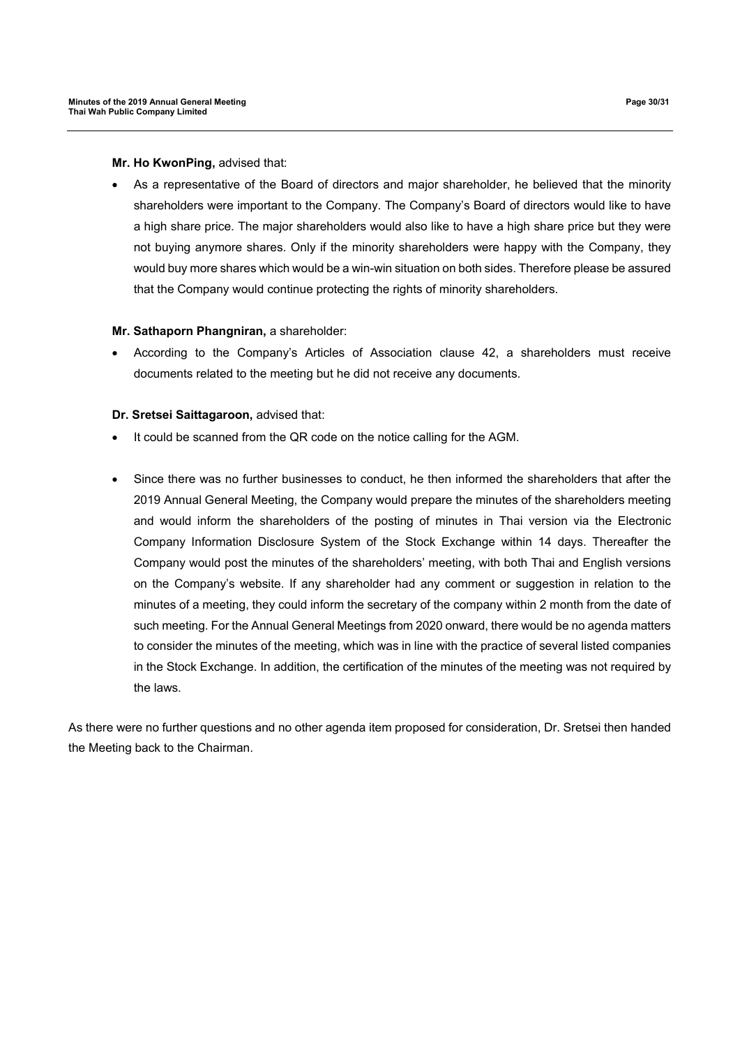**Mr. Ho KwonPing,** advised that:

- As a representative of the Board of directors and major shareholder, he believed that the minority shareholders were important to the Company. The Company's Board of directors would like to have a high share price. The major shareholders would also like to have a high share price but they were not buying anymore shares. Only if the minority shareholders were happy with the Company, they would buy more shares which would be a win-win situation on both sides. Therefore please be assured that the Company would continue protecting the rights of minority shareholders.

**Mr. Sathaporn Phangniran,** a shareholder:

- According to the Company's Articles of Association clause 42, a shareholders must receive documents related to the meeting but he did not receive any documents.

**Dr. Sretsei Saittagaroon,** advised that:

- It could be scanned from the QR code on the notice calling for the AGM.

- Since there was no further businesses to conduct, he then informed the shareholders that after the 2019 Annual General Meeting, the Company would prepare the minutes of the shareholders meeting and would inform the shareholders of the posting of minutes in Thai version via the Electronic Company Information Disclosure System of the Stock Exchange within 14 days. Thereafter the Company would post the minutes of the shareholders' meeting, with both Thai and English versions on the Company's website. If any shareholder had any comment or suggestion in relation to the minutes of a meeting, they could inform the secretary of the company within 2 month from the date of such meeting. For the Annual General Meetings from 2020 onward, there would be no agenda matters to consider the minutes of the meeting, which was in line with the practice of several listed companies in the Stock Exchange. In addition, the certification of the minutes of the meeting was not required by the laws.

As there were no further questions and no other agenda item proposed for consideration, Dr. Sretsei then handed the Meeting back to the Chairman.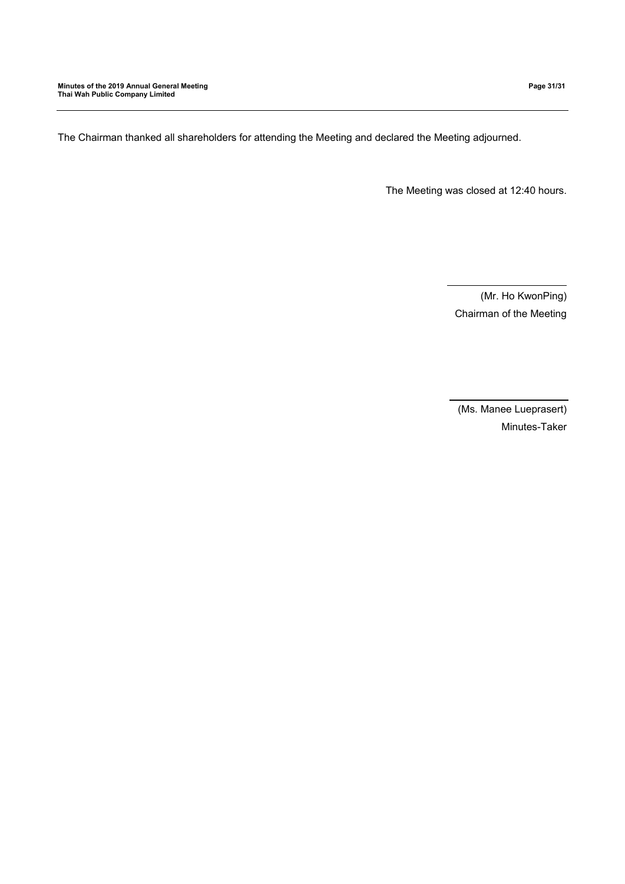The Chairman thanked all shareholders for attending the Meeting and declared the Meeting adjourned.

The Meeting was closed at 12:40 hours.

(Mr. Ho KwonPing)
Chairman of the Meeting

(Ms. Manee Lueprasert)
Minutes-Taker